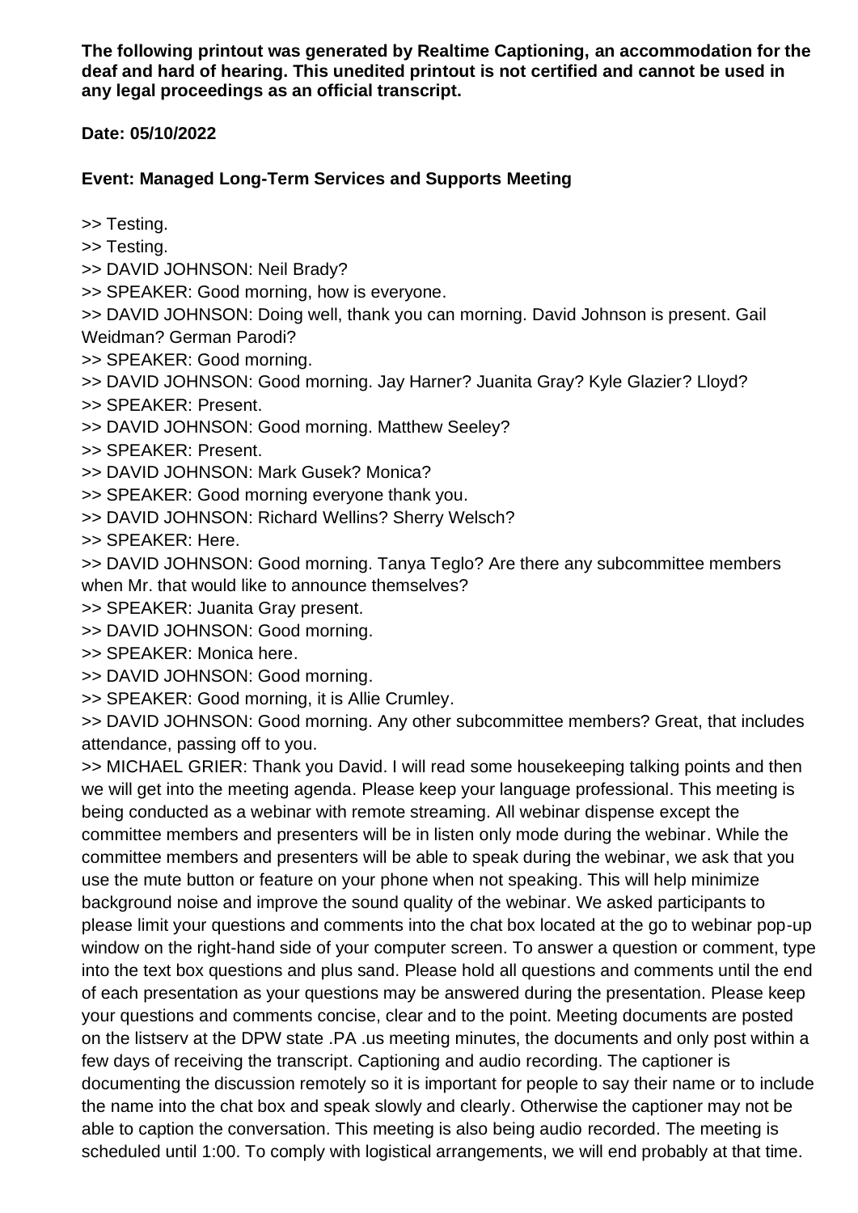**The following printout was generated by Realtime Captioning, an accommodation for the deaf and hard of hearing. This unedited printout is not certified and cannot be used in any legal proceedings as an official transcript.**

**Date: 05/10/2022**

**Event: Managed Long-Term Services and Supports Meeting**

>> Testing.

>> Testing.

>> DAVID JOHNSON: Neil Brady?

>> SPEAKER: Good morning, how is everyone.

>> DAVID JOHNSON: Doing well, thank you can morning. David Johnson is present. Gail Weidman? German Parodi?

>> SPEAKER: Good morning.

>> DAVID JOHNSON: Good morning. Jay Harner? Juanita Gray? Kyle Glazier? Lloyd?

>> SPEAKER: Present.

>> DAVID JOHNSON: Good morning. Matthew Seeley?

>> SPEAKER: Present.

>> DAVID JOHNSON: Mark Gusek? Monica?

>> SPEAKER: Good morning everyone thank you.

>> DAVID JOHNSON: Richard Wellins? Sherry Welsch?

>> SPEAKER: Here.

>> DAVID JOHNSON: Good morning. Tanya Teglo? Are there any subcommittee members when Mr. that would like to announce themselves?

>> SPEAKER: Juanita Gray present.

>> DAVID JOHNSON: Good morning.

>> SPEAKER: Monica here.

>> DAVID JOHNSON: Good morning.

>> SPEAKER: Good morning, it is Allie Crumley.

>> DAVID JOHNSON: Good morning. Any other subcommittee members? Great, that includes attendance, passing off to you.

>> MICHAEL GRIER: Thank you David. I will read some housekeeping talking points and then we will get into the meeting agenda. Please keep your language professional. This meeting is being conducted as a webinar with remote streaming. All webinar dispense except the committee members and presenters will be in listen only mode during the webinar. While the committee members and presenters will be able to speak during the webinar, we ask that you use the mute button or feature on your phone when not speaking. This will help minimize background noise and improve the sound quality of the webinar. We asked participants to please limit your questions and comments into the chat box located at the go to webinar pop-up window on the right-hand side of your computer screen. To answer a question or comment, type into the text box questions and plus sand. Please hold all questions and comments until the end of each presentation as your questions may be answered during the presentation. Please keep your questions and comments concise, clear and to the point. Meeting documents are posted on the listserv at the DPW state .PA .us meeting minutes, the documents and only post within a few days of receiving the transcript. Captioning and audio recording. The captioner is documenting the discussion remotely so it is important for people to say their name or to include the name into the chat box and speak slowly and clearly. Otherwise the captioner may not be able to caption the conversation. This meeting is also being audio recorded. The meeting is scheduled until 1:00. To comply with logistical arrangements, we will end probably at that time.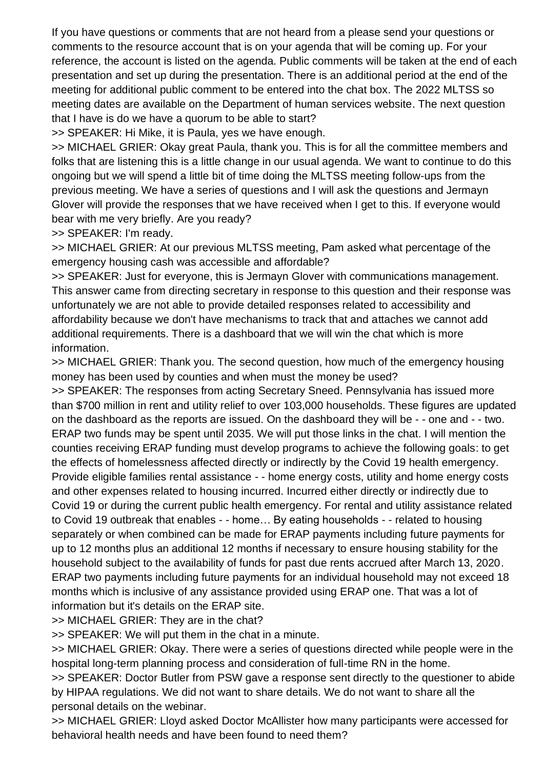If you have questions or comments that are not heard from a please send your questions or comments to the resource account that is on your agenda that will be coming up. For your reference, the account is listed on the agenda. Public comments will be taken at the end of each presentation and set up during the presentation. There is an additional period at the end of the meeting for additional public comment to be entered into the chat box. The 2022 MLTSS so meeting dates are available on the Department of human services website. The next question that I have is do we have a quorum to be able to start?

>> SPEAKER: Hi Mike, it is Paula, yes we have enough.

>> MICHAEL GRIER: Okay great Paula, thank you. This is for all the committee members and folks that are listening this is a little change in our usual agenda. We want to continue to do this ongoing but we will spend a little bit of time doing the MLTSS meeting follow-ups from the previous meeting. We have a series of questions and I will ask the questions and Jermayn Glover will provide the responses that we have received when I get to this. If everyone would bear with me very briefly. Are you ready?

>> SPEAKER: I'm ready.

>> MICHAEL GRIER: At our previous MLTSS meeting, Pam asked what percentage of the emergency housing cash was accessible and affordable?

>> SPEAKER: Just for everyone, this is Jermayn Glover with communications management. This answer came from directing secretary in response to this question and their response was unfortunately we are not able to provide detailed responses related to accessibility and affordability because we don't have mechanisms to track that and attaches we cannot add additional requirements. There is a dashboard that we will win the chat which is more information.

>> MICHAEL GRIER: Thank you. The second question, how much of the emergency housing money has been used by counties and when must the money be used?

>> SPEAKER: The responses from acting Secretary Sneed. Pennsylvania has issued more than $700 million in rent and utility relief to over 103,000 households. These figures are updated on the dashboard as the reports are issued. On the dashboard they will be - - one and - - two. ERAP two funds may be spent until 2035. We will put those links in the chat. I will mention the counties receiving ERAP funding must develop programs to achieve the following goals: to get the effects of homelessness affected directly or indirectly by the Covid 19 health emergency. Provide eligible families rental assistance - - home energy costs, utility and home energy costs and other expenses related to housing incurred. Incurred either directly or indirectly due to Covid 19 or during the current public health emergency. For rental and utility assistance related to Covid 19 outbreak that enables - - home… By eating households - - related to housing separately or when combined can be made for ERAP payments including future payments for up to 12 months plus an additional 12 months if necessary to ensure housing stability for the household subject to the availability of funds for past due rents accrued after March 13, 2020. ERAP two payments including future payments for an individual household may not exceed 18 months which is inclusive of any assistance provided using ERAP one. That was a lot of information but it's details on the ERAP site.

>> MICHAEL GRIER: They are in the chat?

>> SPEAKER: We will put them in the chat in a minute.

>> MICHAEL GRIER: Okay. There were a series of questions directed while people were in the hospital long-term planning process and consideration of full-time RN in the home.

>> SPEAKER: Doctor Butler from PSW gave a response sent directly to the questioner to abide by HIPAA regulations. We did not want to share details. We do not want to share all the personal details on the webinar.

>> MICHAEL GRIER: Lloyd asked Doctor McAllister how many participants were accessed for behavioral health needs and have been found to need them?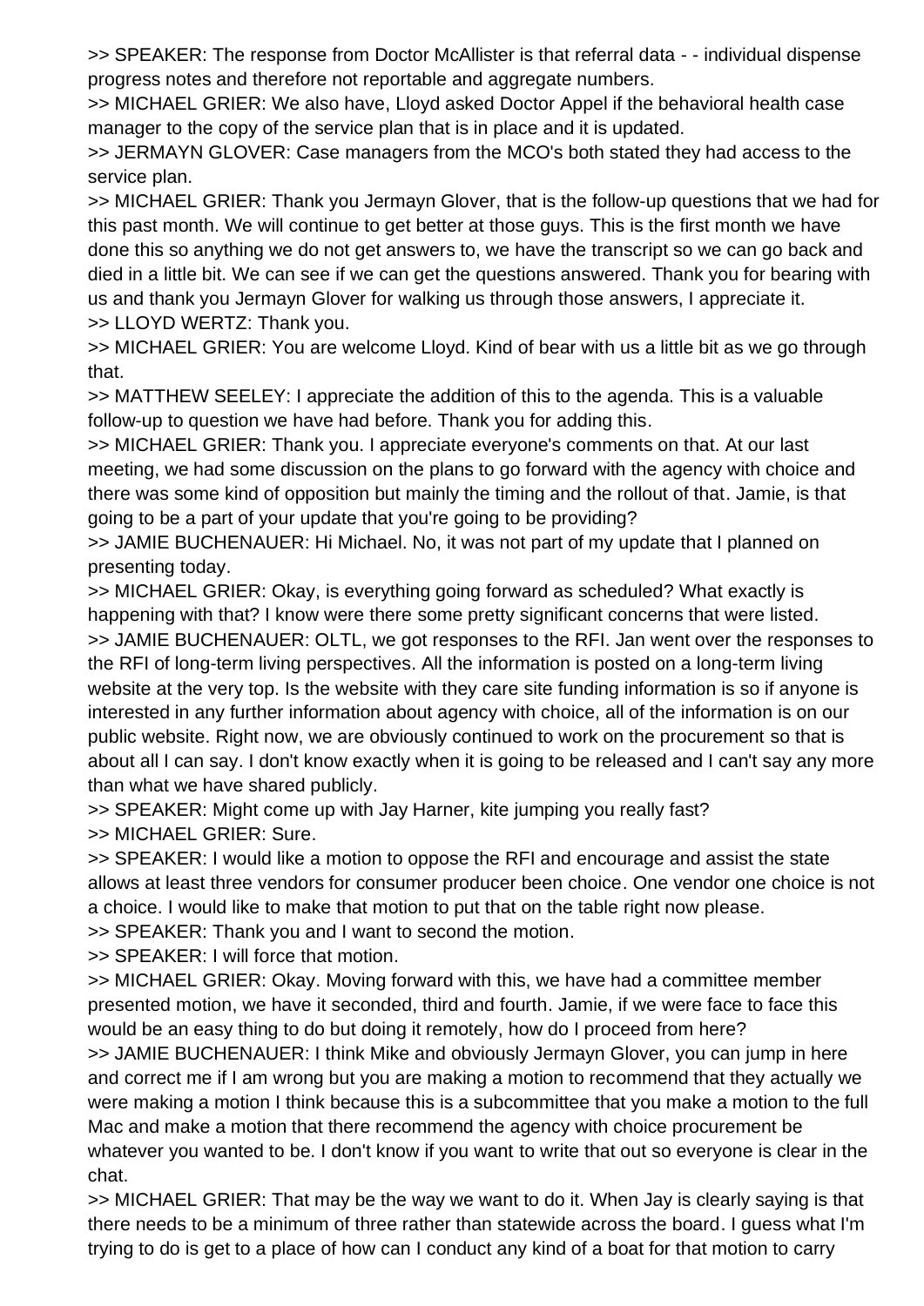>> SPEAKER: The response from Doctor McAllister is that referral data - - individual dispense progress notes and therefore not reportable and aggregate numbers.

>> MICHAEL GRIER: We also have, Lloyd asked Doctor Appel if the behavioral health case manager to the copy of the service plan that is in place and it is updated.

>> JERMAYN GLOVER: Case managers from the MCO's both stated they had access to the service plan.

>> MICHAEL GRIER: Thank you Jermayn Glover, that is the follow-up questions that we had for this past month. We will continue to get better at those guys. This is the first month we have done this so anything we do not get answers to, we have the transcript so we can go back and died in a little bit. We can see if we can get the questions answered. Thank you for bearing with us and thank you Jermayn Glover for walking us through those answers, I appreciate it.

>> LLOYD WERTZ: Thank you.

>> MICHAEL GRIER: You are welcome Lloyd. Kind of bear with us a little bit as we go through that.

>> MATTHEW SEELEY: I appreciate the addition of this to the agenda. This is a valuable follow-up to question we have had before. Thank you for adding this.

>> MICHAEL GRIER: Thank you. I appreciate everyone's comments on that. At our last meeting, we had some discussion on the plans to go forward with the agency with choice and there was some kind of opposition but mainly the timing and the rollout of that. Jamie, is that going to be a part of your update that you're going to be providing?

>> JAMIE BUCHENAUER: Hi Michael. No, it was not part of my update that I planned on presenting today.

>> MICHAEL GRIER: Okay, is everything going forward as scheduled? What exactly is happening with that? I know were there some pretty significant concerns that were listed.

>> JAMIE BUCHENAUER: OLTL, we got responses to the RFI. Jan went over the responses to the RFI of long-term living perspectives. All the information is posted on a long-term living website at the very top. Is the website with they care site funding information is so if anyone is interested in any further information about agency with choice, all of the information is on our public website. Right now, we are obviously continued to work on the procurement so that is about all I can say. I don't know exactly when it is going to be released and I can't say any more than what we have shared publicly.

>> SPEAKER: Might come up with Jay Harner, kite jumping you really fast?

>> MICHAEL GRIER: Sure.

>> SPEAKER: I would like a motion to oppose the RFI and encourage and assist the state allows at least three vendors for consumer producer been choice. One vendor one choice is not a choice. I would like to make that motion to put that on the table right now please.

>> SPEAKER: Thank you and I want to second the motion.

>> SPEAKER: I will force that motion.

>> MICHAEL GRIER: Okay. Moving forward with this, we have had a committee member presented motion, we have it seconded, third and fourth. Jamie, if we were face to face this would be an easy thing to do but doing it remotely, how do I proceed from here?

>> JAMIE BUCHENAUER: I think Mike and obviously Jermayn Glover, you can jump in here and correct me if I am wrong but you are making a motion to recommend that they actually we were making a motion I think because this is a subcommittee that you make a motion to the full Mac and make a motion that there recommend the agency with choice procurement be whatever you wanted to be. I don't know if you want to write that out so everyone is clear in the chat.

>> MICHAEL GRIER: That may be the way we want to do it. When Jay is clearly saying is that there needs to be a minimum of three rather than statewide across the board. I guess what I'm trying to do is get to a place of how can I conduct any kind of a boat for that motion to carry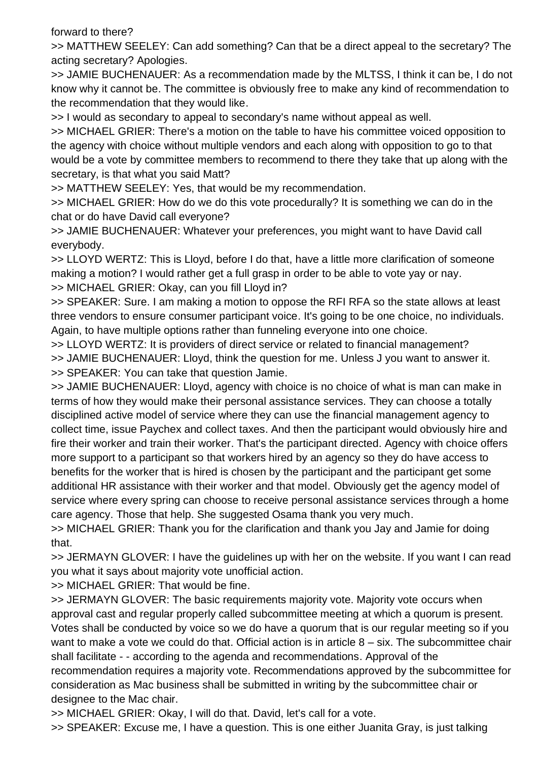forward to there?

>> MATTHEW SEELEY: Can add something? Can that be a direct appeal to the secretary? The acting secretary? Apologies.

>> JAMIE BUCHENAUER: As a recommendation made by the MLTSS, I think it can be, I do not know why it cannot be. The committee is obviously free to make any kind of recommendation to the recommendation that they would like.

>> I would as secondary to appeal to secondary's name without appeal as well.

>> MICHAEL GRIER: There's a motion on the table to have his committee voiced opposition to the agency with choice without multiple vendors and each along with opposition to go to that would be a vote by committee members to recommend to there they take that up along with the secretary, is that what you said Matt?

>> MATTHEW SEELEY: Yes, that would be my recommendation.

>> MICHAEL GRIER: How do we do this vote procedurally? It is something we can do in the chat or do have David call everyone?

>> JAMIE BUCHENAUER: Whatever your preferences, you might want to have David call everybody.

>> LLOYD WERTZ: This is Lloyd, before I do that, have a little more clarification of someone making a motion? I would rather get a full grasp in order to be able to vote yay or nay.

>> MICHAEL GRIER: Okay, can you fill Lloyd in?

>> SPEAKER: Sure. I am making a motion to oppose the RFI RFA so the state allows at least three vendors to ensure consumer participant voice. It's going to be one choice, no individuals. Again, to have multiple options rather than funneling everyone into one choice.

>> LLOYD WERTZ: It is providers of direct service or related to financial management?

>> JAMIE BUCHENAUER: Lloyd, think the question for me. Unless J you want to answer it.

>> SPEAKER: You can take that question Jamie.

>> JAMIE BUCHENAUER: Lloyd, agency with choice is no choice of what is man can make in terms of how they would make their personal assistance services. They can choose a totally disciplined active model of service where they can use the financial management agency to collect time, issue Paychex and collect taxes. And then the participant would obviously hire and fire their worker and train their worker. That's the participant directed. Agency with choice offers more support to a participant so that workers hired by an agency so they do have access to benefits for the worker that is hired is chosen by the participant and the participant get some additional HR assistance with their worker and that model. Obviously get the agency model of service where every spring can choose to receive personal assistance services through a home care agency. Those that help. She suggested Osama thank you very much.

>> MICHAEL GRIER: Thank you for the clarification and thank you Jay and Jamie for doing that.

>> JERMAYN GLOVER: I have the guidelines up with her on the website. If you want I can read you what it says about majority vote unofficial action.

>> MICHAEL GRIER: That would be fine.

>> JERMAYN GLOVER: The basic requirements majority vote. Majority vote occurs when approval cast and regular properly called subcommittee meeting at which a quorum is present. Votes shall be conducted by voice so we do have a quorum that is our regular meeting so if you want to make a vote we could do that. Official action is in article 8 – six. The subcommittee chair shall facilitate - - according to the agenda and recommendations. Approval of the recommendation requires a majority vote. Recommendations approved by the subcommittee for consideration as Mac business shall be submitted in writing by the subcommittee chair or designee to the Mac chair.

>> MICHAEL GRIER: Okay, I will do that. David, let's call for a vote.

>> SPEAKER: Excuse me, I have a question. This is one either Juanita Gray, is just talking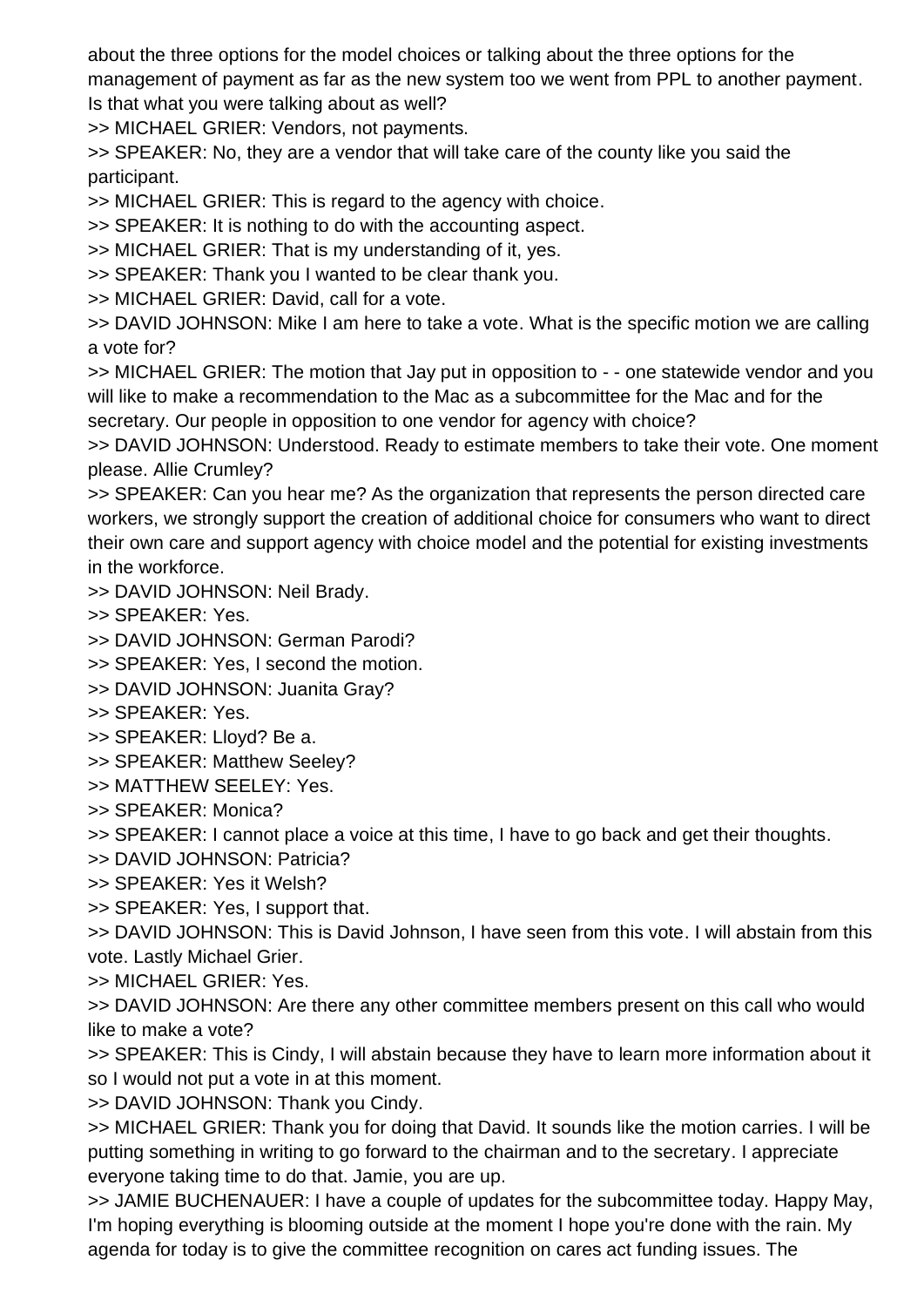about the three options for the model choices or talking about the three options for the management of payment as far as the new system too we went from PPL to another payment. Is that what you were talking about as well?

>> MICHAEL GRIER: Vendors, not payments.

>> SPEAKER: No, they are a vendor that will take care of the county like you said the participant.

>> MICHAEL GRIER: This is regard to the agency with choice.

>> SPEAKER: It is nothing to do with the accounting aspect.

>> MICHAEL GRIER: That is my understanding of it, yes.

>> SPEAKER: Thank you I wanted to be clear thank you.

>> MICHAEL GRIER: David, call for a vote.

>> DAVID JOHNSON: Mike I am here to take a vote. What is the specific motion we are calling a vote for?

>> MICHAEL GRIER: The motion that Jay put in opposition to - - one statewide vendor and you will like to make a recommendation to the Mac as a subcommittee for the Mac and for the secretary. Our people in opposition to one vendor for agency with choice?

>> DAVID JOHNSON: Understood. Ready to estimate members to take their vote. One moment please. Allie Crumley?

>> SPEAKER: Can you hear me? As the organization that represents the person directed care workers, we strongly support the creation of additional choice for consumers who want to direct their own care and support agency with choice model and the potential for existing investments in the workforce.

>> DAVID JOHNSON: Neil Brady.

>> SPEAKER: Yes.

>> DAVID JOHNSON: German Parodi?

>> SPEAKER: Yes, I second the motion.

>> DAVID JOHNSON: Juanita Gray?

>> SPEAKER: Yes.

>> SPEAKER: Lloyd? Be a.

>> SPEAKER: Matthew Seeley?

>> MATTHEW SEELEY: Yes.

>> SPEAKER: Monica?

>> SPEAKER: I cannot place a voice at this time, I have to go back and get their thoughts.

>> DAVID JOHNSON: Patricia?

>> SPEAKER: Yes it Welsh?

>> SPEAKER: Yes, I support that.

>> DAVID JOHNSON: This is David Johnson, I have seen from this vote. I will abstain from this vote. Lastly Michael Grier.

>> MICHAEL GRIER: Yes.

>> DAVID JOHNSON: Are there any other committee members present on this call who would like to make a vote?

>> SPEAKER: This is Cindy, I will abstain because they have to learn more information about it so I would not put a vote in at this moment.

>> DAVID JOHNSON: Thank you Cindy.

>> MICHAEL GRIER: Thank you for doing that David. It sounds like the motion carries. I will be putting something in writing to go forward to the chairman and to the secretary. I appreciate everyone taking time to do that. Jamie, you are up.

>> JAMIE BUCHENAUER: I have a couple of updates for the subcommittee today. Happy May, I'm hoping everything is blooming outside at the moment I hope you're done with the rain. My agenda for today is to give the committee recognition on cares act funding issues. The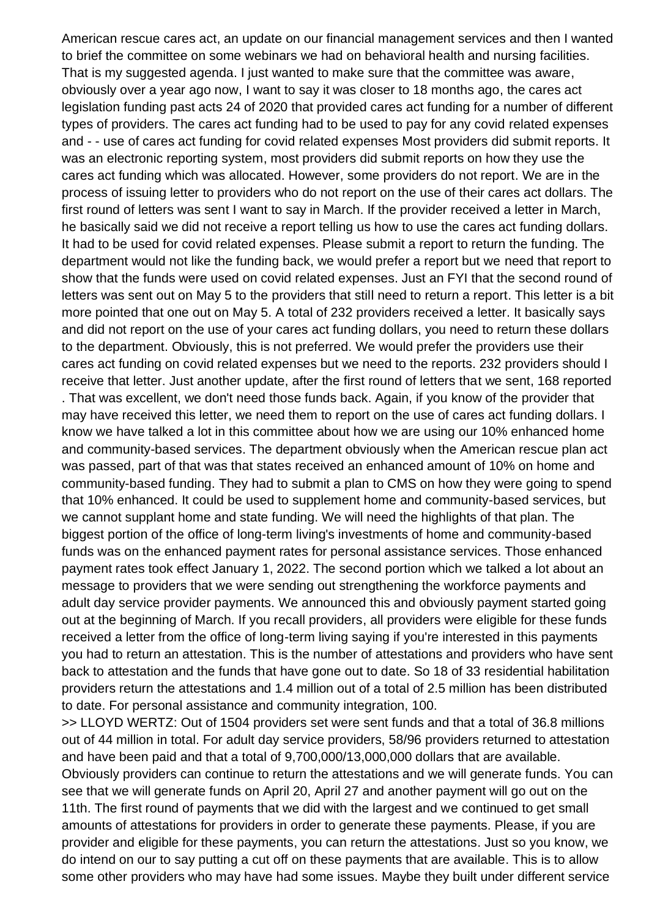American rescue cares act, an update on our financial management services and then I wanted to brief the committee on some webinars we had on behavioral health and nursing facilities. That is my suggested agenda. I just wanted to make sure that the committee was aware, obviously over a year ago now, I want to say it was closer to 18 months ago, the cares act legislation funding past acts 24 of 2020 that provided cares act funding for a number of different types of providers. The cares act funding had to be used to pay for any covid related expenses and - - use of cares act funding for covid related expenses Most providers did submit reports. It was an electronic reporting system, most providers did submit reports on how they use the cares act funding which was allocated. However, some providers do not report. We are in the process of issuing letter to providers who do not report on the use of their cares act dollars. The first round of letters was sent I want to say in March. If the provider received a letter in March, he basically said we did not receive a report telling us how to use the cares act funding dollars. It had to be used for covid related expenses. Please submit a report to return the funding. The department would not like the funding back, we would prefer a report but we need that report to show that the funds were used on covid related expenses. Just an FYI that the second round of letters was sent out on May 5 to the providers that still need to return a report. This letter is a bit more pointed that one out on May 5. A total of 232 providers received a letter. It basically says and did not report on the use of your cares act funding dollars, you need to return these dollars to the department. Obviously, this is not preferred. We would prefer the providers use their cares act funding on covid related expenses but we need to the reports. 232 providers should I receive that letter. Just another update, after the first round of letters that we sent, 168 reported . That was excellent, we don't need those funds back. Again, if you know of the provider that may have received this letter, we need them to report on the use of cares act funding dollars. I know we have talked a lot in this committee about how we are using our 10% enhanced home and community-based services. The department obviously when the American rescue plan act was passed, part of that was that states received an enhanced amount of 10% on home and community-based funding. They had to submit a plan to CMS on how they were going to spend that 10% enhanced. It could be used to supplement home and community-based services, but we cannot supplant home and state funding. We will need the highlights of that plan. The biggest portion of the office of long-term living's investments of home and community-based funds was on the enhanced payment rates for personal assistance services. Those enhanced payment rates took effect January 1, 2022. The second portion which we talked a lot about an message to providers that we were sending out strengthening the workforce payments and adult day service provider payments. We announced this and obviously payment started going out at the beginning of March. If you recall providers, all providers were eligible for these funds received a letter from the office of long-term living saying if you're interested in this payments you had to return an attestation. This is the number of attestations and providers who have sent back to attestation and the funds that have gone out to date. So 18 of 33 residential habilitation providers return the attestations and 1.4 million out of a total of 2.5 million has been distributed to date. For personal assistance and community integration, 100.

>> LLOYD WERTZ: Out of 1504 providers set were sent funds and that a total of 36.8 millions out of 44 million in total. For adult day service providers, 58/96 providers returned to attestation and have been paid and that a total of 9,700,000/13,000,000 dollars that are available. Obviously providers can continue to return the attestations and we will generate funds. You can see that we will generate funds on April 20, April 27 and another payment will go out on the 11th. The first round of payments that we did with the largest and we continued to get small amounts of attestations for providers in order to generate these payments. Please, if you are provider and eligible for these payments, you can return the attestations. Just so you know, we do intend on our to say putting a cut off on these payments that are available. This is to allow some other providers who may have had some issues. Maybe they built under different service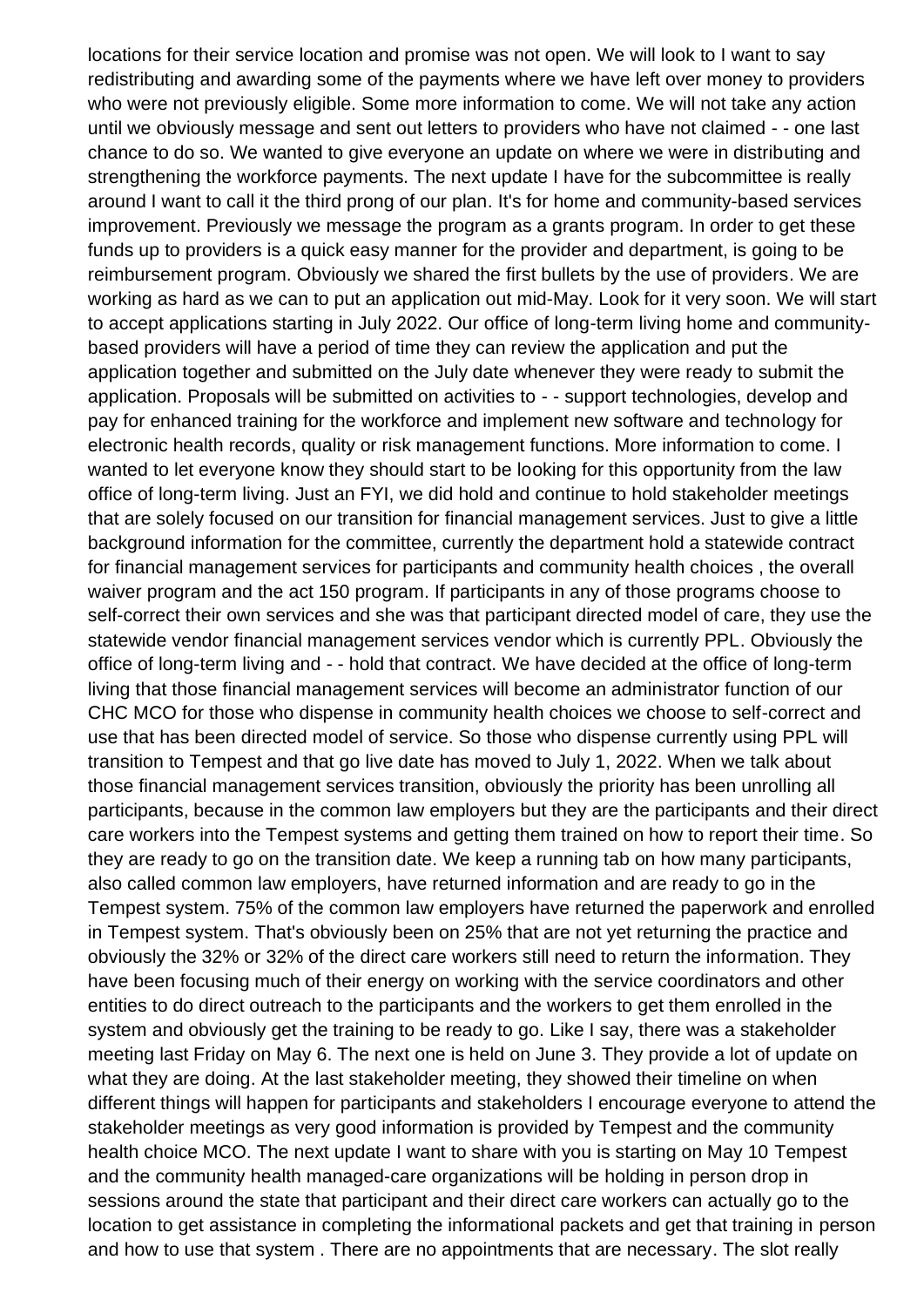locations for their service location and promise was not open. We will look to I want to say redistributing and awarding some of the payments where we have left over money to providers who were not previously eligible. Some more information to come. We will not take any action until we obviously message and sent out letters to providers who have not claimed - - one last chance to do so. We wanted to give everyone an update on where we were in distributing and strengthening the workforce payments. The next update I have for the subcommittee is really around I want to call it the third prong of our plan. It's for home and community-based services improvement. Previously we message the program as a grants program. In order to get these funds up to providers is a quick easy manner for the provider and department, is going to be reimbursement program. Obviously we shared the first bullets by the use of providers. We are working as hard as we can to put an application out mid-May. Look for it very soon. We will start to accept applications starting in July 2022. Our office of long-term living home and community-based providers will have a period of time they can review the application and put the application together and submitted on the July date whenever they were ready to submit the application. Proposals will be submitted on activities to - - support technologies, develop and pay for enhanced training for the workforce and implement new software and technology for electronic health records, quality or risk management functions. More information to come. I wanted to let everyone know they should start to be looking for this opportunity from the law office of long-term living. Just an FYI, we did hold and continue to hold stakeholder meetings that are solely focused on our transition for financial management services. Just to give a little background information for the committee, currently the department hold a statewide contract for financial management services for participants and community health choices , the overall waiver program and the act 150 program. If participants in any of those programs choose to self-correct their own services and she was that participant directed model of care, they use the statewide vendor financial management services vendor which is currently PPL. Obviously the office of long-term living and - - hold that contract. We have decided at the office of long-term living that those financial management services will become an administrator function of our CHC MCO for those who dispense in community health choices we choose to self-correct and use that has been directed model of service. So those who dispense currently using PPL will transition to Tempest and that go live date has moved to July 1, 2022. When we talk about those financial management services transition, obviously the priority has been unrolling all participants, because in the common law employers but they are the participants and their direct care workers into the Tempest systems and getting them trained on how to report their time. So they are ready to go on the transition date. We keep a running tab on how many participants, also called common law employers, have returned information and are ready to go in the Tempest system. 75% of the common law employers have returned the paperwork and enrolled in Tempest system. That's obviously been on 25% that are not yet returning the practice and obviously the 32% or 32% of the direct care workers still need to return the information. They have been focusing much of their energy on working with the service coordinators and other entities to do direct outreach to the participants and the workers to get them enrolled in the system and obviously get the training to be ready to go. Like I say, there was a stakeholder meeting last Friday on May 6. The next one is held on June 3. They provide a lot of update on what they are doing. At the last stakeholder meeting, they showed their timeline on when different things will happen for participants and stakeholders I encourage everyone to attend the stakeholder meetings as very good information is provided by Tempest and the community health choice MCO. The next update I want to share with you is starting on May 10 Tempest and the community health managed-care organizations will be holding in person drop in sessions around the state that participant and their direct care workers can actually go to the location to get assistance in completing the informational packets and get that training in person and how to use that system . There are no appointments that are necessary. The slot really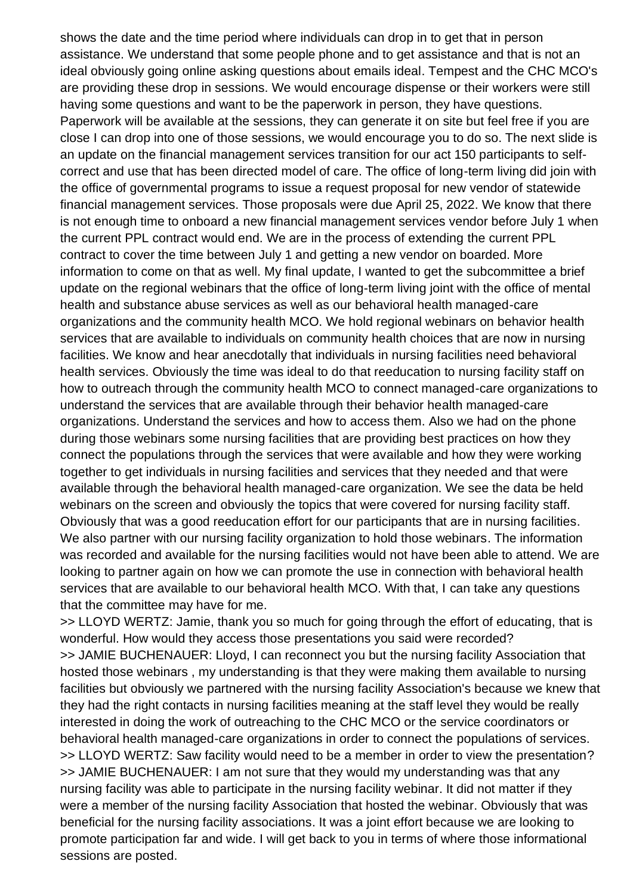shows the date and the time period where individuals can drop in to get that in person assistance. We understand that some people phone and to get assistance and that is not an ideal obviously going online asking questions about emails ideal. Tempest and the CHC MCO's are providing these drop in sessions. We would encourage dispense or their workers were still having some questions and want to be the paperwork in person, they have questions. Paperwork will be available at the sessions, they can generate it on site but feel free if you are close I can drop into one of those sessions, we would encourage you to do so. The next slide is an update on the financial management services transition for our act 150 participants to self-correct and use that has been directed model of care. The office of long-term living did join with the office of governmental programs to issue a request proposal for new vendor of statewide financial management services. Those proposals were due April 25, 2022. We know that there is not enough time to onboard a new financial management services vendor before July 1 when the current PPL contract would end. We are in the process of extending the current PPL contract to cover the time between July 1 and getting a new vendor on boarded. More information to come on that as well. My final update, I wanted to get the subcommittee a brief update on the regional webinars that the office of long-term living joint with the office of mental health and substance abuse services as well as our behavioral health managed-care organizations and the community health MCO. We hold regional webinars on behavior health services that are available to individuals on community health choices that are now in nursing facilities. We know and hear anecdotally that individuals in nursing facilities need behavioral health services. Obviously the time was ideal to do that reeducation to nursing facility staff on how to outreach through the community health MCO to connect managed-care organizations to understand the services that are available through their behavior health managed-care organizations. Understand the services and how to access them. Also we had on the phone during those webinars some nursing facilities that are providing best practices on how they connect the populations through the services that were available and how they were working together to get individuals in nursing facilities and services that they needed and that were available through the behavioral health managed-care organization. We see the data be held webinars on the screen and obviously the topics that were covered for nursing facility staff. Obviously that was a good reeducation effort for our participants that are in nursing facilities. We also partner with our nursing facility organization to hold those webinars. The information was recorded and available for the nursing facilities would not have been able to attend. We are looking to partner again on how we can promote the use in connection with behavioral health services that are available to our behavioral health MCO. With that, I can take any questions that the committee may have for me.

>> LLOYD WERTZ: Jamie, thank you so much for going through the effort of educating, that is wonderful. How would they access those presentations you said were recorded?

>> JAMIE BUCHENAUER: Lloyd, I can reconnect you but the nursing facility Association that hosted those webinars , my understanding is that they were making them available to nursing facilities but obviously we partnered with the nursing facility Association's because we knew that they had the right contacts in nursing facilities meaning at the staff level they would be really interested in doing the work of outreaching to the CHC MCO or the service coordinators or behavioral health managed-care organizations in order to connect the populations of services.

>> LLOYD WERTZ: Saw facility would need to be a member in order to view the presentation?

>> JAMIE BUCHENAUER: I am not sure that they would my understanding was that any nursing facility was able to participate in the nursing facility webinar. It did not matter if they were a member of the nursing facility Association that hosted the webinar. Obviously that was beneficial for the nursing facility associations. It was a joint effort because we are looking to promote participation far and wide. I will get back to you in terms of where those informational sessions are posted.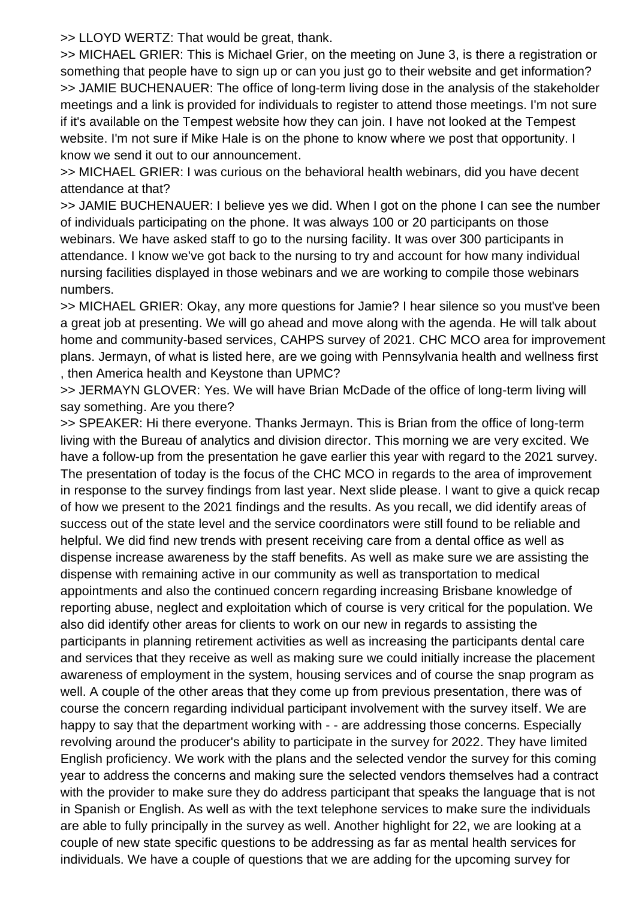>> LLOYD WERTZ: That would be great, thank.

>> MICHAEL GRIER: This is Michael Grier, on the meeting on June 3, is there a registration or something that people have to sign up or can you just go to their website and get information?

>> JAMIE BUCHENAUER: The office of long-term living dose in the analysis of the stakeholder meetings and a link is provided for individuals to register to attend those meetings. I'm not sure if it's available on the Tempest website how they can join. I have not looked at the Tempest website. I'm not sure if Mike Hale is on the phone to know where we post that opportunity. I know we send it out to our announcement.

>> MICHAEL GRIER: I was curious on the behavioral health webinars, did you have decent attendance at that?

>> JAMIE BUCHENAUER: I believe yes we did. When I got on the phone I can see the number of individuals participating on the phone. It was always 100 or 20 participants on those webinars. We have asked staff to go to the nursing facility. It was over 300 participants in attendance. I know we've got back to the nursing to try and account for how many individual nursing facilities displayed in those webinars and we are working to compile those webinars numbers.

>> MICHAEL GRIER: Okay, any more questions for Jamie? I hear silence so you must've been a great job at presenting. We will go ahead and move along with the agenda. He will talk about home and community-based services, CAHPS survey of 2021. CHC MCO area for improvement plans. Jermayn, of what is listed here, are we going with Pennsylvania health and wellness first , then America health and Keystone than UPMC?

>> JERMAYN GLOVER: Yes. We will have Brian McDade of the office of long-term living will say something. Are you there?

>> SPEAKER: Hi there everyone. Thanks Jermayn. This is Brian from the office of long-term living with the Bureau of analytics and division director. This morning we are very excited. We have a follow-up from the presentation he gave earlier this year with regard to the 2021 survey. The presentation of today is the focus of the CHC MCO in regards to the area of improvement in response to the survey findings from last year. Next slide please. I want to give a quick recap of how we present to the 2021 findings and the results. As you recall, we did identify areas of success out of the state level and the service coordinators were still found to be reliable and helpful. We did find new trends with present receiving care from a dental office as well as dispense increase awareness by the staff benefits. As well as make sure we are assisting the dispense with remaining active in our community as well as transportation to medical appointments and also the continued concern regarding increasing Brisbane knowledge of reporting abuse, neglect and exploitation which of course is very critical for the population. We also did identify other areas for clients to work on our new in regards to assisting the participants in planning retirement activities as well as increasing the participants dental care and services that they receive as well as making sure we could initially increase the placement awareness of employment in the system, housing services and of course the snap program as well. A couple of the other areas that they come up from previous presentation, there was of course the concern regarding individual participant involvement with the survey itself. We are happy to say that the department working with - - are addressing those concerns. Especially revolving around the producer's ability to participate in the survey for 2022. They have limited English proficiency. We work with the plans and the selected vendor the survey for this coming year to address the concerns and making sure the selected vendors themselves had a contract with the provider to make sure they do address participant that speaks the language that is not in Spanish or English. As well as with the text telephone services to make sure the individuals are able to fully principally in the survey as well. Another highlight for 22, we are looking at a couple of new state specific questions to be addressing as far as mental health services for individuals. We have a couple of questions that we are adding for the upcoming survey for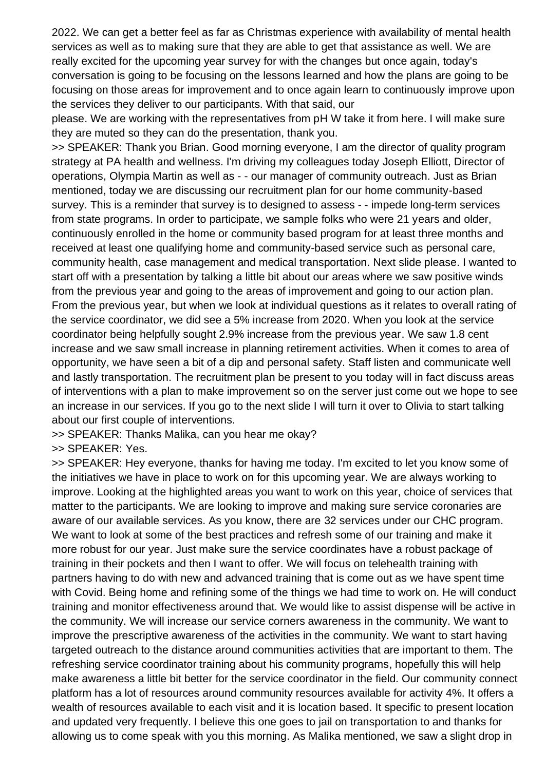2022. We can get a better feel as far as Christmas experience with availability of mental health services as well as to making sure that they are able to get that assistance as well. We are really excited for the upcoming year survey for with the changes but once again, today's conversation is going to be focusing on the lessons learned and how the plans are going to be focusing on those areas for improvement and to once again learn to continuously improve upon the services they deliver to our participants. With that said, our

please. We are working with the representatives from pH W take it from here. I will make sure they are muted so they can do the presentation, thank you.

>> SPEAKER: Thank you Brian. Good morning everyone, I am the director of quality program strategy at PA health and wellness. I'm driving my colleagues today Joseph Elliott, Director of operations, Olympia Martin as well as - - our manager of community outreach. Just as Brian mentioned, today we are discussing our recruitment plan for our home community-based survey. This is a reminder that survey is to designed to assess - - impede long-term services from state programs. In order to participate, we sample folks who were 21 years and older, continuously enrolled in the home or community based program for at least three months and received at least one qualifying home and community-based service such as personal care, community health, case management and medical transportation. Next slide please. I wanted to start off with a presentation by talking a little bit about our areas where we saw positive winds from the previous year and going to the areas of improvement and going to our action plan. From the previous year, but when we look at individual questions as it relates to overall rating of the service coordinator, we did see a 5% increase from 2020. When you look at the service coordinator being helpfully sought 2.9% increase from the previous year. We saw 1.8 cent increase and we saw small increase in planning retirement activities. When it comes to area of opportunity, we have seen a bit of a dip and personal safety. Staff listen and communicate well and lastly transportation. The recruitment plan be present to you today will in fact discuss areas of interventions with a plan to make improvement so on the server just come out we hope to see an increase in our services. If you go to the next slide I will turn it over to Olivia to start talking about our first couple of interventions.

>> SPEAKER: Thanks Malika, can you hear me okay?

>> SPEAKER: Yes.

>> SPEAKER: Hey everyone, thanks for having me today. I'm excited to let you know some of the initiatives we have in place to work on for this upcoming year. We are always working to improve. Looking at the highlighted areas you want to work on this year, choice of services that matter to the participants. We are looking to improve and making sure service coronaries are aware of our available services. As you know, there are 32 services under our CHC program. We want to look at some of the best practices and refresh some of our training and make it more robust for our year. Just make sure the service coordinates have a robust package of training in their pockets and then I want to offer. We will focus on telehealth training with partners having to do with new and advanced training that is come out as we have spent time with Covid. Being home and refining some of the things we had time to work on. He will conduct training and monitor effectiveness around that. We would like to assist dispense will be active in the community. We will increase our service corners awareness in the community. We want to improve the prescriptive awareness of the activities in the community. We want to start having targeted outreach to the distance around communities activities that are important to them. The refreshing service coordinator training about his community programs, hopefully this will help make awareness a little bit better for the service coordinator in the field. Our community connect platform has a lot of resources around community resources available for activity 4%. It offers a wealth of resources available to each visit and it is location based. It specific to present location and updated very frequently. I believe this one goes to jail on transportation to and thanks for allowing us to come speak with you this morning. As Malika mentioned, we saw a slight drop in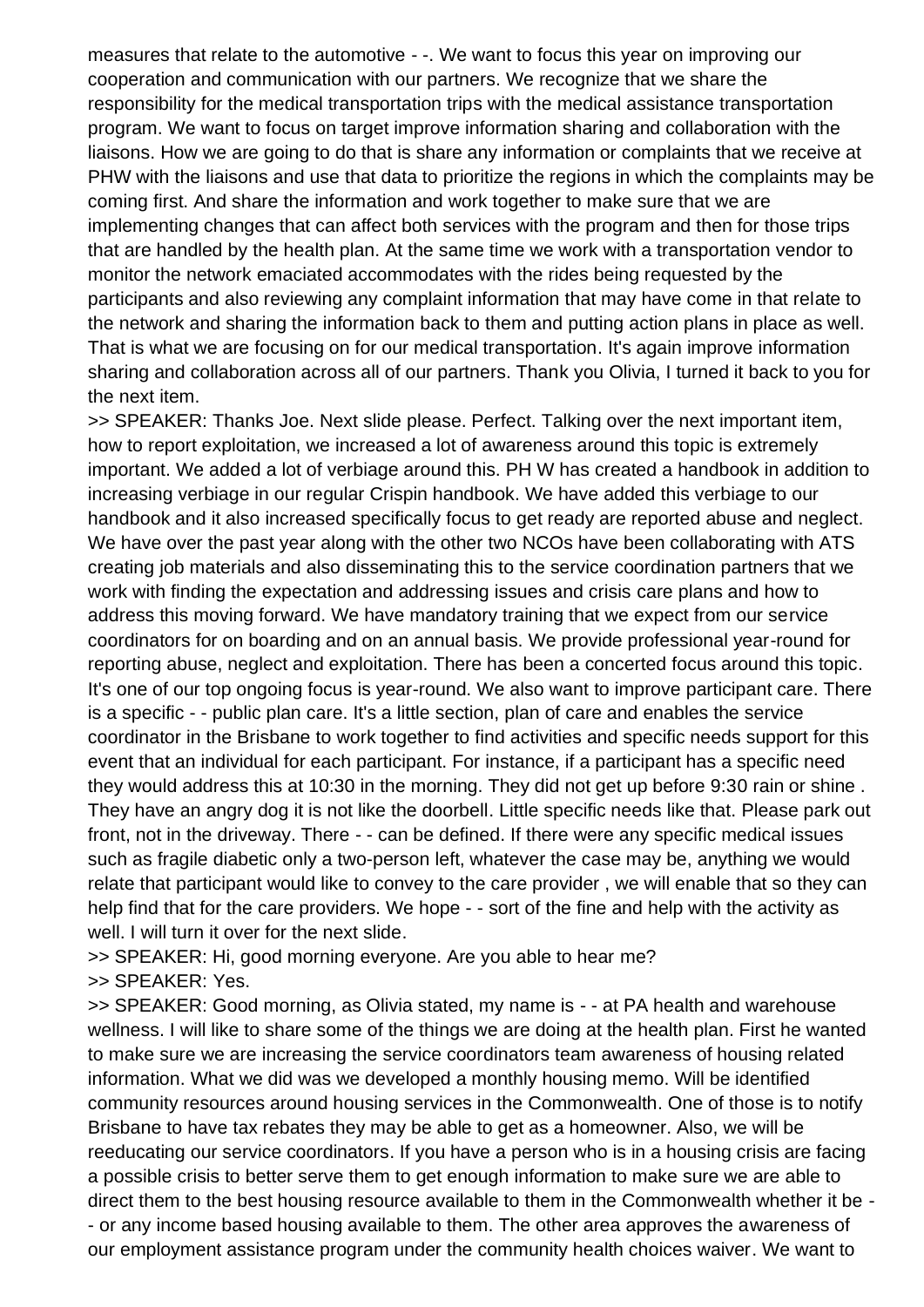measures that relate to the automotive - -. We want to focus this year on improving our cooperation and communication with our partners. We recognize that we share the responsibility for the medical transportation trips with the medical assistance transportation program. We want to focus on target improve information sharing and collaboration with the liaisons. How we are going to do that is share any information or complaints that we receive at PHW with the liaisons and use that data to prioritize the regions in which the complaints may be coming first. And share the information and work together to make sure that we are implementing changes that can affect both services with the program and then for those trips that are handled by the health plan. At the same time we work with a transportation vendor to monitor the network emaciated accommodates with the rides being requested by the participants and also reviewing any complaint information that may have come in that relate to the network and sharing the information back to them and putting action plans in place as well. That is what we are focusing on for our medical transportation. It's again improve information sharing and collaboration across all of our partners. Thank you Olivia, I turned it back to you for the next item.

>> SPEAKER: Thanks Joe. Next slide please. Perfect. Talking over the next important item, how to report exploitation, we increased a lot of awareness around this topic is extremely important. We added a lot of verbiage around this. PH W has created a handbook in addition to increasing verbiage in our regular Crispin handbook. We have added this verbiage to our handbook and it also increased specifically focus to get ready are reported abuse and neglect. We have over the past year along with the other two NCOs have been collaborating with ATS creating job materials and also disseminating this to the service coordination partners that we work with finding the expectation and addressing issues and crisis care plans and how to address this moving forward. We have mandatory training that we expect from our service coordinators for on boarding and on an annual basis. We provide professional year-round for reporting abuse, neglect and exploitation. There has been a concerted focus around this topic. It's one of our top ongoing focus is year-round. We also want to improve participant care. There is a specific - - public plan care. It's a little section, plan of care and enables the service coordinator in the Brisbane to work together to find activities and specific needs support for this event that an individual for each participant. For instance, if a participant has a specific need they would address this at 10:30 in the morning. They did not get up before 9:30 rain or shine . They have an angry dog it is not like the doorbell. Little specific needs like that. Please park out front, not in the driveway. There - - can be defined. If there were any specific medical issues such as fragile diabetic only a two-person left, whatever the case may be, anything we would relate that participant would like to convey to the care provider , we will enable that so they can help find that for the care providers. We hope - - sort of the fine and help with the activity as well. I will turn it over for the next slide.

>> SPEAKER: Hi, good morning everyone. Are you able to hear me?

>> SPEAKER: Yes.

>> SPEAKER: Good morning, as Olivia stated, my name is - - at PA health and warehouse wellness. I will like to share some of the things we are doing at the health plan. First he wanted to make sure we are increasing the service coordinators team awareness of housing related information. What we did was we developed a monthly housing memo. Will be identified community resources around housing services in the Commonwealth. One of those is to notify Brisbane to have tax rebates they may be able to get as a homeowner. Also, we will be reeducating our service coordinators. If you have a person who is in a housing crisis are facing a possible crisis to better serve them to get enough information to make sure we are able to direct them to the best housing resource available to them in the Commonwealth whether it be - - or any income based housing available to them. The other area approves the awareness of our employment assistance program under the community health choices waiver. We want to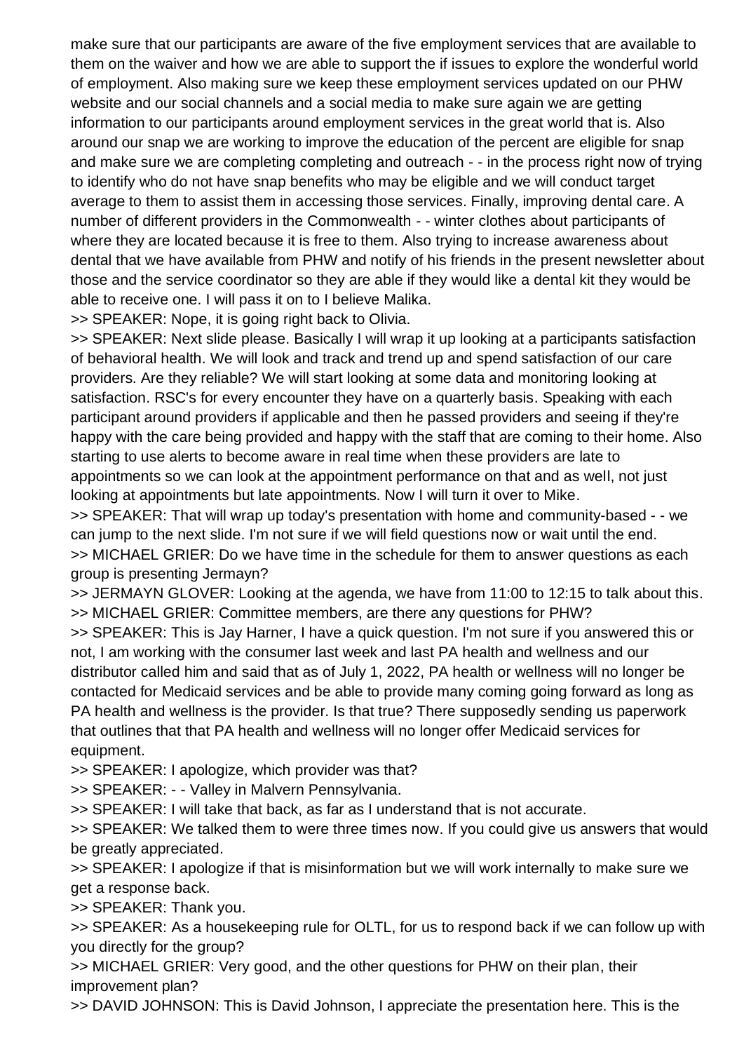make sure that our participants are aware of the five employment services that are available to them on the waiver and how we are able to support the if issues to explore the wonderful world of employment. Also making sure we keep these employment services updated on our PHW website and our social channels and a social media to make sure again we are getting information to our participants around employment services in the great world that is. Also around our snap we are working to improve the education of the percent are eligible for snap and make sure we are completing completing and outreach - - in the process right now of trying to identify who do not have snap benefits who may be eligible and we will conduct target average to them to assist them in accessing those services. Finally, improving dental care. A number of different providers in the Commonwealth - - winter clothes about participants of where they are located because it is free to them. Also trying to increase awareness about dental that we have available from PHW and notify of his friends in the present newsletter about those and the service coordinator so they are able if they would like a dental kit they would be able to receive one. I will pass it on to I believe Malika.

>> SPEAKER: Nope, it is going right back to Olivia.

>> SPEAKER: Next slide please. Basically I will wrap it up looking at a participants satisfaction of behavioral health. We will look and track and trend up and spend satisfaction of our care providers. Are they reliable? We will start looking at some data and monitoring looking at satisfaction. RSC's for every encounter they have on a quarterly basis. Speaking with each participant around providers if applicable and then he passed providers and seeing if they're happy with the care being provided and happy with the staff that are coming to their home. Also starting to use alerts to become aware in real time when these providers are late to appointments so we can look at the appointment performance on that and as well, not just looking at appointments but late appointments. Now I will turn it over to Mike.

>> SPEAKER: That will wrap up today's presentation with home and community-based - - we can jump to the next slide. I'm not sure if we will field questions now or wait until the end.

>> MICHAEL GRIER: Do we have time in the schedule for them to answer questions as each group is presenting Jermayn?

>> JERMAYN GLOVER: Looking at the agenda, we have from 11:00 to 12:15 to talk about this.

>> MICHAEL GRIER: Committee members, are there any questions for PHW?

>> SPEAKER: This is Jay Harner, I have a quick question. I'm not sure if you answered this or not, I am working with the consumer last week and last PA health and wellness and our distributor called him and said that as of July 1, 2022, PA health or wellness will no longer be contacted for Medicaid services and be able to provide many coming going forward as long as PA health and wellness is the provider. Is that true? There supposedly sending us paperwork that outlines that that PA health and wellness will no longer offer Medicaid services for equipment.

>> SPEAKER: I apologize, which provider was that?

>> SPEAKER: - - Valley in Malvern Pennsylvania.

>> SPEAKER: I will take that back, as far as I understand that is not accurate.

>> SPEAKER: We talked them to were three times now. If you could give us answers that would be greatly appreciated.

>> SPEAKER: I apologize if that is misinformation but we will work internally to make sure we get a response back.

>> SPEAKER: Thank you.

>> SPEAKER: As a housekeeping rule for OLTL, for us to respond back if we can follow up with you directly for the group?

>> MICHAEL GRIER: Very good, and the other questions for PHW on their plan, their improvement plan?

>> DAVID JOHNSON: This is David Johnson, I appreciate the presentation here. This is the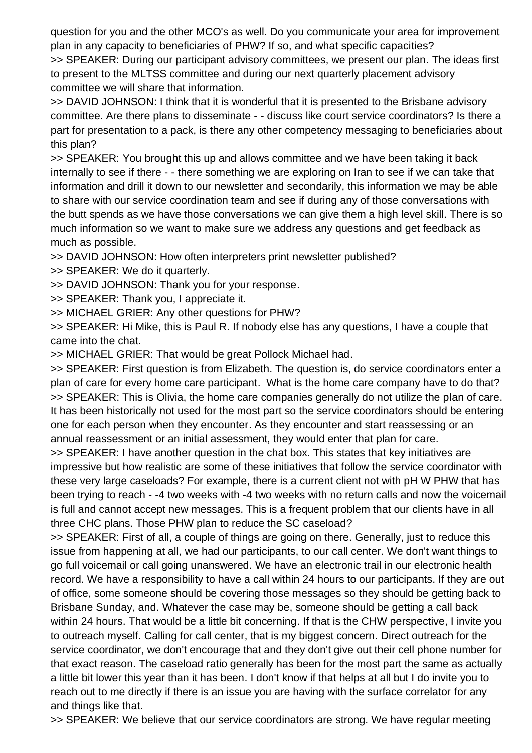question for you and the other MCO's as well. Do you communicate your area for improvement plan in any capacity to beneficiaries of PHW? If so, and what specific capacities?

>> SPEAKER: During our participant advisory committees, we present our plan. The ideas first to present to the MLTSS committee and during our next quarterly placement advisory committee we will share that information.

>> DAVID JOHNSON: I think that it is wonderful that it is presented to the Brisbane advisory committee. Are there plans to disseminate - - discuss like court service coordinators? Is there a part for presentation to a pack, is there any other competency messaging to beneficiaries about this plan?

>> SPEAKER: You brought this up and allows committee and we have been taking it back internally to see if there - - there something we are exploring on Iran to see if we can take that information and drill it down to our newsletter and secondarily, this information we may be able to share with our service coordination team and see if during any of those conversations with the butt spends as we have those conversations we can give them a high level skill. There is so much information so we want to make sure we address any questions and get feedback as much as possible.

>> DAVID JOHNSON: How often interpreters print newsletter published?

>> SPEAKER: We do it quarterly.

>> DAVID JOHNSON: Thank you for your response.

>> SPEAKER: Thank you, I appreciate it.

>> MICHAEL GRIER: Any other questions for PHW?

>> SPEAKER: Hi Mike, this is Paul R. If nobody else has any questions, I have a couple that came into the chat.

>> MICHAEL GRIER: That would be great Pollock Michael had.

>> SPEAKER: First question is from Elizabeth. The question is, do service coordinators enter a plan of care for every home care participant. What is the home care company have to do that?

>> SPEAKER: This is Olivia, the home care companies generally do not utilize the plan of care. It has been historically not used for the most part so the service coordinators should be entering one for each person when they encounter. As they encounter and start reassessing or an annual reassessment or an initial assessment, they would enter that plan for care.

>> SPEAKER: I have another question in the chat box. This states that key initiatives are impressive but how realistic are some of these initiatives that follow the service coordinator with these very large caseloads? For example, there is a current client not with pH W PHW that has been trying to reach - -4 two weeks with -4 two weeks with no return calls and now the voicemail is full and cannot accept new messages. This is a frequent problem that our clients have in all three CHC plans. Those PHW plan to reduce the SC caseload?

>> SPEAKER: First of all, a couple of things are going on there. Generally, just to reduce this issue from happening at all, we had our participants, to our call center. We don't want things to go full voicemail or call going unanswered. We have an electronic trail in our electronic health record. We have a responsibility to have a call within 24 hours to our participants. If they are out of office, some someone should be covering those messages so they should be getting back to Brisbane Sunday, and. Whatever the case may be, someone should be getting a call back within 24 hours. That would be a little bit concerning. If that is the CHW perspective, I invite you to outreach myself. Calling for call center, that is my biggest concern. Direct outreach for the service coordinator, we don't encourage that and they don't give out their cell phone number for that exact reason. The caseload ratio generally has been for the most part the same as actually a little bit lower this year than it has been. I don't know if that helps at all but I do invite you to reach out to me directly if there is an issue you are having with the surface correlator for any and things like that.

>> SPEAKER: We believe that our service coordinators are strong. We have regular meeting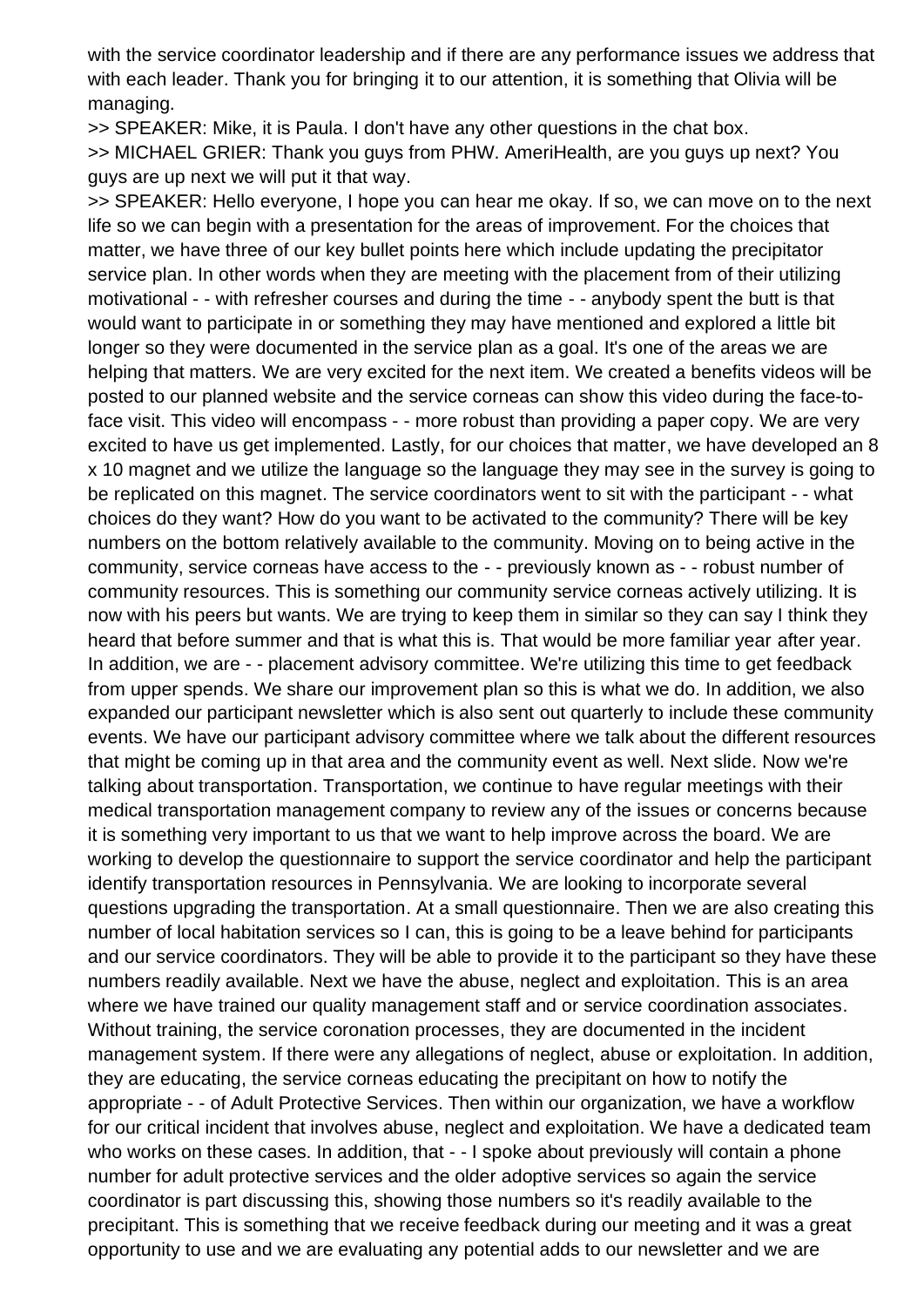with the service coordinator leadership and if there are any performance issues we address that with each leader. Thank you for bringing it to our attention, it is something that Olivia will be managing.

>> SPEAKER: Mike, it is Paula. I don't have any other questions in the chat box.

>> MICHAEL GRIER: Thank you guys from PHW. AmeriHealth, are you guys up next? You guys are up next we will put it that way.

>> SPEAKER: Hello everyone, I hope you can hear me okay. If so, we can move on to the next life so we can begin with a presentation for the areas of improvement. For the choices that matter, we have three of our key bullet points here which include updating the precipitator service plan. In other words when they are meeting with the placement from of their utilizing motivational - - with refresher courses and during the time - - anybody spent the butt is that would want to participate in or something they may have mentioned and explored a little bit longer so they were documented in the service plan as a goal. It's one of the areas we are helping that matters. We are very excited for the next item. We created a benefits videos will be posted to our planned website and the service corneas can show this video during the face-to-face visit. This video will encompass - - more robust than providing a paper copy. We are very excited to have us get implemented. Lastly, for our choices that matter, we have developed an 8 x 10 magnet and we utilize the language so the language they may see in the survey is going to be replicated on this magnet. The service coordinators went to sit with the participant - - what choices do they want? How do you want to be activated to the community? There will be key numbers on the bottom relatively available to the community. Moving on to being active in the community, service corneas have access to the - - previously known as - - robust number of community resources. This is something our community service corneas actively utilizing. It is now with his peers but wants. We are trying to keep them in similar so they can say I think they heard that before summer and that is what this is. That would be more familiar year after year. In addition, we are - - placement advisory committee. We're utilizing this time to get feedback from upper spends. We share our improvement plan so this is what we do. In addition, we also expanded our participant newsletter which is also sent out quarterly to include these community events. We have our participant advisory committee where we talk about the different resources that might be coming up in that area and the community event as well. Next slide. Now we're talking about transportation. Transportation, we continue to have regular meetings with their medical transportation management company to review any of the issues or concerns because it is something very important to us that we want to help improve across the board. We are working to develop the questionnaire to support the service coordinator and help the participant identify transportation resources in Pennsylvania. We are looking to incorporate several questions upgrading the transportation. At a small questionnaire. Then we are also creating this number of local habitation services so I can, this is going to be a leave behind for participants and our service coordinators. They will be able to provide it to the participant so they have these numbers readily available. Next we have the abuse, neglect and exploitation. This is an area where we have trained our quality management staff and or service coordination associates. Without training, the service coronation processes, they are documented in the incident management system. If there were any allegations of neglect, abuse or exploitation. In addition, they are educating, the service corneas educating the precipitant on how to notify the appropriate - - of Adult Protective Services. Then within our organization, we have a workflow for our critical incident that involves abuse, neglect and exploitation. We have a dedicated team who works on these cases. In addition, that - - I spoke about previously will contain a phone number for adult protective services and the older adoptive services so again the service coordinator is part discussing this, showing those numbers so it's readily available to the precipitant. This is something that we receive feedback during our meeting and it was a great opportunity to use and we are evaluating any potential adds to our newsletter and we are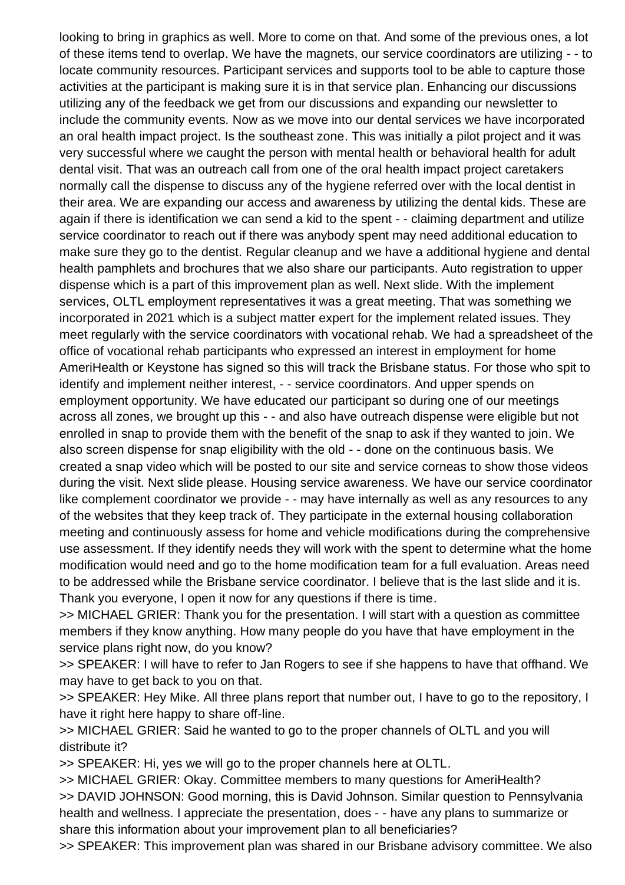looking to bring in graphics as well. More to come on that. And some of the previous ones, a lot of these items tend to overlap. We have the magnets, our service coordinators are utilizing - - to locate community resources. Participant services and supports tool to be able to capture those activities at the participant is making sure it is in that service plan. Enhancing our discussions utilizing any of the feedback we get from our discussions and expanding our newsletter to include the community events. Now as we move into our dental services we have incorporated an oral health impact project. Is the southeast zone. This was initially a pilot project and it was very successful where we caught the person with mental health or behavioral health for adult dental visit. That was an outreach call from one of the oral health impact project caretakers normally call the dispense to discuss any of the hygiene referred over with the local dentist in their area. We are expanding our access and awareness by utilizing the dental kids. These are again if there is identification we can send a kid to the spent - - claiming department and utilize service coordinator to reach out if there was anybody spent may need additional education to make sure they go to the dentist. Regular cleanup and we have a additional hygiene and dental health pamphlets and brochures that we also share our participants. Auto registration to upper dispense which is a part of this improvement plan as well. Next slide. With the implement services, OLTL employment representatives it was a great meeting. That was something we incorporated in 2021 which is a subject matter expert for the implement related issues. They meet regularly with the service coordinators with vocational rehab. We had a spreadsheet of the office of vocational rehab participants who expressed an interest in employment for home AmeriHealth or Keystone has signed so this will track the Brisbane status. For those who spit to identify and implement neither interest, - - service coordinators. And upper spends on employment opportunity. We have educated our participant so during one of our meetings across all zones, we brought up this - - and also have outreach dispense were eligible but not enrolled in snap to provide them with the benefit of the snap to ask if they wanted to join. We also screen dispense for snap eligibility with the old - - done on the continuous basis. We created a snap video which will be posted to our site and service corneas to show those videos during the visit. Next slide please. Housing service awareness. We have our service coordinator like complement coordinator we provide - - may have internally as well as any resources to any of the websites that they keep track of. They participate in the external housing collaboration meeting and continuously assess for home and vehicle modifications during the comprehensive use assessment. If they identify needs they will work with the spent to determine what the home modification would need and go to the home modification team for a full evaluation. Areas need to be addressed while the Brisbane service coordinator. I believe that is the last slide and it is. Thank you everyone, I open it now for any questions if there is time.

>> MICHAEL GRIER: Thank you for the presentation. I will start with a question as committee members if they know anything. How many people do you have that have employment in the service plans right now, do you know?

>> SPEAKER: I will have to refer to Jan Rogers to see if she happens to have that offhand. We may have to get back to you on that.

>> SPEAKER: Hey Mike. All three plans report that number out, I have to go to the repository, I have it right here happy to share off-line.

>> MICHAEL GRIER: Said he wanted to go to the proper channels of OLTL and you will distribute it?

>> SPEAKER: Hi, yes we will go to the proper channels here at OLTL.

>> MICHAEL GRIER: Okay. Committee members to many questions for AmeriHealth?

>> DAVID JOHNSON: Good morning, this is David Johnson. Similar question to Pennsylvania health and wellness. I appreciate the presentation, does - - have any plans to summarize or share this information about your improvement plan to all beneficiaries?

>> SPEAKER: This improvement plan was shared in our Brisbane advisory committee. We also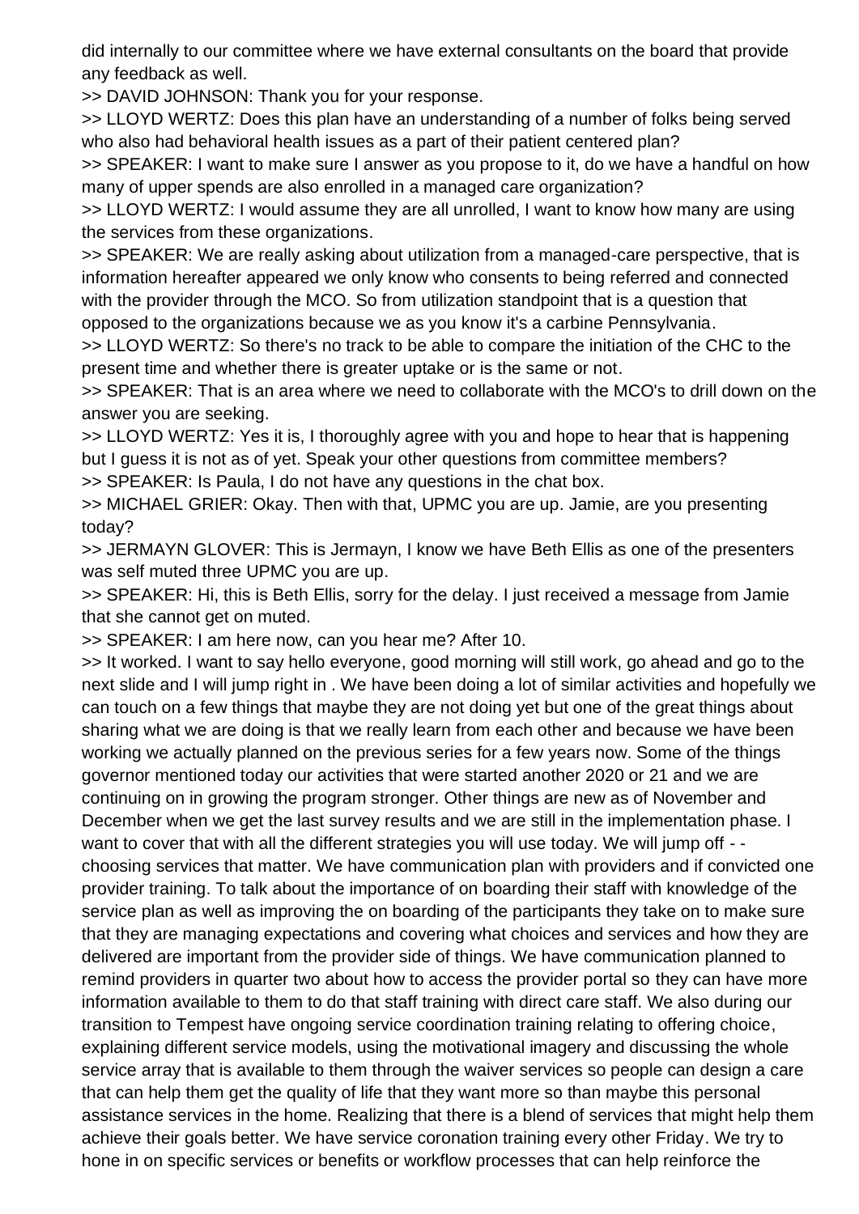did internally to our committee where we have external consultants on the board that provide any feedback as well.

>> DAVID JOHNSON: Thank you for your response.

>> LLOYD WERTZ: Does this plan have an understanding of a number of folks being served who also had behavioral health issues as a part of their patient centered plan?

>> SPEAKER: I want to make sure I answer as you propose to it, do we have a handful on how many of upper spends are also enrolled in a managed care organization?

>> LLOYD WERTZ: I would assume they are all unrolled, I want to know how many are using the services from these organizations.

>> SPEAKER: We are really asking about utilization from a managed-care perspective, that is information hereafter appeared we only know who consents to being referred and connected with the provider through the MCO. So from utilization standpoint that is a question that opposed to the organizations because we as you know it's a carbine Pennsylvania.

>> LLOYD WERTZ: So there's no track to be able to compare the initiation of the CHC to the present time and whether there is greater uptake or is the same or not.

>> SPEAKER: That is an area where we need to collaborate with the MCO's to drill down on the answer you are seeking.

>> LLOYD WERTZ: Yes it is, I thoroughly agree with you and hope to hear that is happening but I guess it is not as of yet. Speak your other questions from committee members?

>> SPEAKER: Is Paula, I do not have any questions in the chat box.

>> MICHAEL GRIER: Okay. Then with that, UPMC you are up. Jamie, are you presenting today?

>> JERMAYN GLOVER: This is Jermayn, I know we have Beth Ellis as one of the presenters was self muted three UPMC you are up.

>> SPEAKER: Hi, this is Beth Ellis, sorry for the delay. I just received a message from Jamie that she cannot get on muted.

>> SPEAKER: I am here now, can you hear me? After 10.

>> It worked. I want to say hello everyone, good morning will still work, go ahead and go to the next slide and I will jump right in . We have been doing a lot of similar activities and hopefully we can touch on a few things that maybe they are not doing yet but one of the great things about sharing what we are doing is that we really learn from each other and because we have been working we actually planned on the previous series for a few years now. Some of the things governor mentioned today our activities that were started another 2020 or 21 and we are continuing on in growing the program stronger. Other things are new as of November and December when we get the last survey results and we are still in the implementation phase. I want to cover that with all the different strategies you will use today. We will jump off - - choosing services that matter. We have communication plan with providers and if convicted one provider training. To talk about the importance of on boarding their staff with knowledge of the service plan as well as improving the on boarding of the participants they take on to make sure that they are managing expectations and covering what choices and services and how they are delivered are important from the provider side of things. We have communication planned to remind providers in quarter two about how to access the provider portal so they can have more information available to them to do that staff training with direct care staff. We also during our transition to Tempest have ongoing service coordination training relating to offering choice, explaining different service models, using the motivational imagery and discussing the whole service array that is available to them through the waiver services so people can design a care that can help them get the quality of life that they want more so than maybe this personal assistance services in the home. Realizing that there is a blend of services that might help them achieve their goals better. We have service coronation training every other Friday. We try to hone in on specific services or benefits or workflow processes that can help reinforce the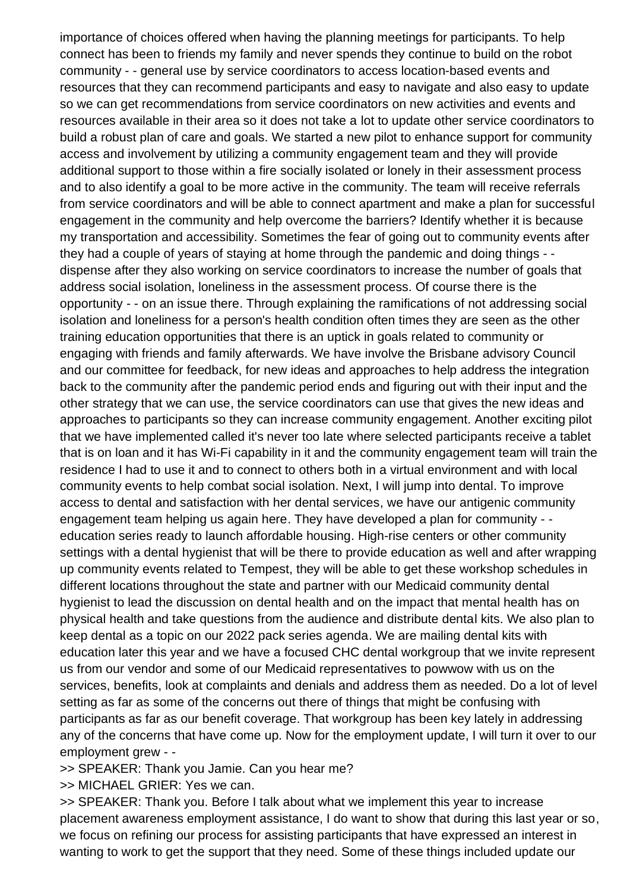importance of choices offered when having the planning meetings for participants. To help connect has been to friends my family and never spends they continue to build on the robot community - - general use by service coordinators to access location-based events and resources that they can recommend participants and easy to navigate and also easy to update so we can get recommendations from service coordinators on new activities and events and resources available in their area so it does not take a lot to update other service coordinators to build a robust plan of care and goals. We started a new pilot to enhance support for community access and involvement by utilizing a community engagement team and they will provide additional support to those within a fire socially isolated or lonely in their assessment process and to also identify a goal to be more active in the community. The team will receive referrals from service coordinators and will be able to connect apartment and make a plan for successful engagement in the community and help overcome the barriers? Identify whether it is because my transportation and accessibility. Sometimes the fear of going out to community events after they had a couple of years of staying at home through the pandemic and doing things - - dispense after they also working on service coordinators to increase the number of goals that address social isolation, loneliness in the assessment process. Of course there is the opportunity - - on an issue there. Through explaining the ramifications of not addressing social isolation and loneliness for a person's health condition often times they are seen as the other training education opportunities that there is an uptick in goals related to community or engaging with friends and family afterwards. We have involve the Brisbane advisory Council and our committee for feedback, for new ideas and approaches to help address the integration back to the community after the pandemic period ends and figuring out with their input and the other strategy that we can use, the service coordinators can use that gives the new ideas and approaches to participants so they can increase community engagement. Another exciting pilot that we have implemented called it's never too late where selected participants receive a tablet that is on loan and it has Wi-Fi capability in it and the community engagement team will train the residence I had to use it and to connect to others both in a virtual environment and with local community events to help combat social isolation. Next, I will jump into dental. To improve access to dental and satisfaction with her dental services, we have our antigenic community engagement team helping us again here. They have developed a plan for community - - education series ready to launch affordable housing. High-rise centers or other community settings with a dental hygienist that will be there to provide education as well and after wrapping up community events related to Tempest, they will be able to get these workshop schedules in different locations throughout the state and partner with our Medicaid community dental hygienist to lead the discussion on dental health and on the impact that mental health has on physical health and take questions from the audience and distribute dental kits. We also plan to keep dental as a topic on our 2022 pack series agenda. We are mailing dental kits with education later this year and we have a focused CHC dental workgroup that we invite represent us from our vendor and some of our Medicaid representatives to powwow with us on the services, benefits, look at complaints and denials and address them as needed. Do a lot of level setting as far as some of the concerns out there of things that might be confusing with participants as far as our benefit coverage. That workgroup has been key lately in addressing any of the concerns that have come up. Now for the employment update, I will turn it over to our employment grew - -

>> SPEAKER: Thank you Jamie. Can you hear me?

>> MICHAEL GRIER: Yes we can.

>> SPEAKER: Thank you. Before I talk about what we implement this year to increase placement awareness employment assistance, I do want to show that during this last year or so, we focus on refining our process for assisting participants that have expressed an interest in wanting to work to get the support that they need. Some of these things included update our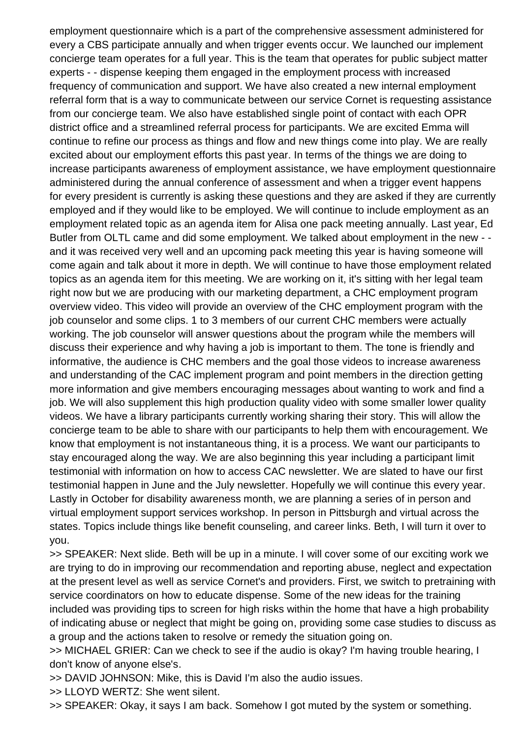employment questionnaire which is a part of the comprehensive assessment administered for every a CBS participate annually and when trigger events occur. We launched our implement concierge team operates for a full year. This is the team that operates for public subject matter experts - - dispense keeping them engaged in the employment process with increased frequency of communication and support. We have also created a new internal employment referral form that is a way to communicate between our service Cornet is requesting assistance from our concierge team. We also have established single point of contact with each OPR district office and a streamlined referral process for participants. We are excited Emma will continue to refine our process as things and flow and new things come into play. We are really excited about our employment efforts this past year. In terms of the things we are doing to increase participants awareness of employment assistance, we have employment questionnaire administered during the annual conference of assessment and when a trigger event happens for every president is currently is asking these questions and they are asked if they are currently employed and if they would like to be employed. We will continue to include employment as an employment related topic as an agenda item for Alisa one pack meeting annually. Last year, Ed Butler from OLTL came and did some employment. We talked about employment in the new - - and it was received very well and an upcoming pack meeting this year is having someone will come again and talk about it more in depth. We will continue to have those employment related topics as an agenda item for this meeting. We are working on it, it's sitting with her legal team right now but we are producing with our marketing department, a CHC employment program overview video. This video will provide an overview of the CHC employment program with the job counselor and some clips. 1 to 3 members of our current CHC members were actually working. The job counselor will answer questions about the program while the members will discuss their experience and why having a job is important to them. The tone is friendly and informative, the audience is CHC members and the goal those videos to increase awareness and understanding of the CAC implement program and point members in the direction getting more information and give members encouraging messages about wanting to work and find a job. We will also supplement this high production quality video with some smaller lower quality videos. We have a library participants currently working sharing their story. This will allow the concierge team to be able to share with our participants to help them with encouragement. We know that employment is not instantaneous thing, it is a process. We want our participants to stay encouraged along the way. We are also beginning this year including a participant limit testimonial with information on how to access CAC newsletter. We are slated to have our first testimonial happen in June and the July newsletter. Hopefully we will continue this every year. Lastly in October for disability awareness month, we are planning a series of in person and virtual employment support services workshop. In person in Pittsburgh and virtual across the states. Topics include things like benefit counseling, and career links. Beth, I will turn it over to you.

>> SPEAKER: Next slide. Beth will be up in a minute. I will cover some of our exciting work we are trying to do in improving our recommendation and reporting abuse, neglect and expectation at the present level as well as service Cornet's and providers. First, we switch to pretraining with service coordinators on how to educate dispense. Some of the new ideas for the training included was providing tips to screen for high risks within the home that have a high probability of indicating abuse or neglect that might be going on, providing some case studies to discuss as a group and the actions taken to resolve or remedy the situation going on.

>> MICHAEL GRIER: Can we check to see if the audio is okay? I'm having trouble hearing, I don't know of anyone else's.

>> DAVID JOHNSON: Mike, this is David I'm also the audio issues.

>> LLOYD WERTZ: She went silent.

>> SPEAKER: Okay, it says I am back. Somehow I got muted by the system or something.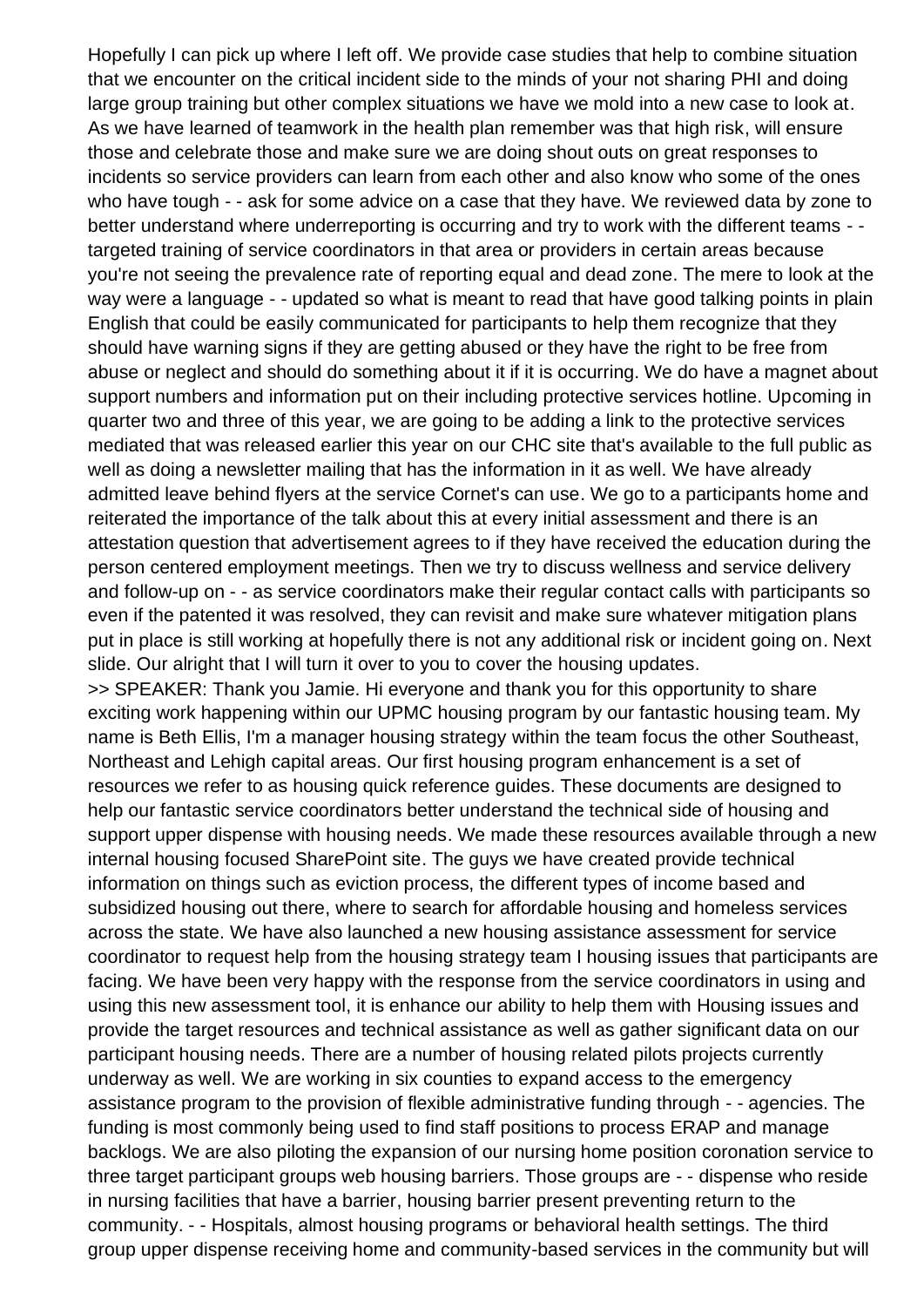Hopefully I can pick up where I left off. We provide case studies that help to combine situation that we encounter on the critical incident side to the minds of your not sharing PHI and doing large group training but other complex situations we have we mold into a new case to look at. As we have learned of teamwork in the health plan remember was that high risk, will ensure those and celebrate those and make sure we are doing shout outs on great responses to incidents so service providers can learn from each other and also know who some of the ones who have tough - - ask for some advice on a case that they have. We reviewed data by zone to better understand where underreporting is occurring and try to work with the different teams - - targeted training of service coordinators in that area or providers in certain areas because you're not seeing the prevalence rate of reporting equal and dead zone. The mere to look at the way were a language - - updated so what is meant to read that have good talking points in plain English that could be easily communicated for participants to help them recognize that they should have warning signs if they are getting abused or they have the right to be free from abuse or neglect and should do something about it if it is occurring. We do have a magnet about support numbers and information put on their including protective services hotline. Upcoming in quarter two and three of this year, we are going to be adding a link to the protective services mediated that was released earlier this year on our CHC site that's available to the full public as well as doing a newsletter mailing that has the information in it as well. We have already admitted leave behind flyers at the service Cornet's can use. We go to a participants home and reiterated the importance of the talk about this at every initial assessment and there is an attestation question that advertisement agrees to if they have received the education during the person centered employment meetings. Then we try to discuss wellness and service delivery and follow-up on - - as service coordinators make their regular contact calls with participants so even if the patented it was resolved, they can revisit and make sure whatever mitigation plans put in place is still working at hopefully there is not any additional risk or incident going on. Next slide. Our alright that I will turn it over to you to cover the housing updates.

>> SPEAKER: Thank you Jamie. Hi everyone and thank you for this opportunity to share exciting work happening within our UPMC housing program by our fantastic housing team. My name is Beth Ellis, I'm a manager housing strategy within the team focus the other Southeast, Northeast and Lehigh capital areas. Our first housing program enhancement is a set of resources we refer to as housing quick reference guides. These documents are designed to help our fantastic service coordinators better understand the technical side of housing and support upper dispense with housing needs. We made these resources available through a new internal housing focused SharePoint site. The guys we have created provide technical information on things such as eviction process, the different types of income based and subsidized housing out there, where to search for affordable housing and homeless services across the state. We have also launched a new housing assistance assessment for service coordinator to request help from the housing strategy team I housing issues that participants are facing. We have been very happy with the response from the service coordinators in using and using this new assessment tool, it is enhance our ability to help them with Housing issues and provide the target resources and technical assistance as well as gather significant data on our participant housing needs. There are a number of housing related pilots projects currently underway as well. We are working in six counties to expand access to the emergency assistance program to the provision of flexible administrative funding through - - agencies. The funding is most commonly being used to find staff positions to process ERAP and manage backlogs. We are also piloting the expansion of our nursing home position coronation service to three target participant groups web housing barriers. Those groups are - - dispense who reside in nursing facilities that have a barrier, housing barrier present preventing return to the community. - - Hospitals, almost housing programs or behavioral health settings. The third group upper dispense receiving home and community-based services in the community but will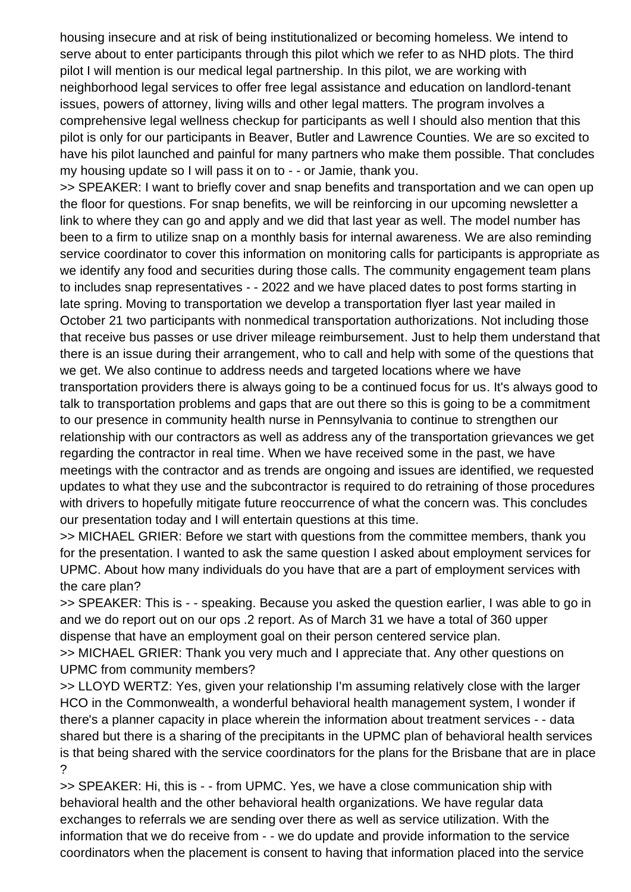housing insecure and at risk of being institutionalized or becoming homeless. We intend to serve about to enter participants through this pilot which we refer to as NHD plots. The third pilot I will mention is our medical legal partnership. In this pilot, we are working with neighborhood legal services to offer free legal assistance and education on landlord-tenant issues, powers of attorney, living wills and other legal matters. The program involves a comprehensive legal wellness checkup for participants as well I should also mention that this pilot is only for our participants in Beaver, Butler and Lawrence Counties. We are so excited to have his pilot launched and painful for many partners who make them possible. That concludes my housing update so I will pass it on to - - or Jamie, thank you.

>> SPEAKER: I want to briefly cover and snap benefits and transportation and we can open up the floor for questions. For snap benefits, we will be reinforcing in our upcoming newsletter a link to where they can go and apply and we did that last year as well. The model number has been to a firm to utilize snap on a monthly basis for internal awareness. We are also reminding service coordinator to cover this information on monitoring calls for participants is appropriate as we identify any food and securities during those calls. The community engagement team plans to includes snap representatives - - 2022 and we have placed dates to post forms starting in late spring. Moving to transportation we develop a transportation flyer last year mailed in October 21 two participants with nonmedical transportation authorizations. Not including those that receive bus passes or use driver mileage reimbursement. Just to help them understand that there is an issue during their arrangement, who to call and help with some of the questions that we get. We also continue to address needs and targeted locations where we have transportation providers there is always going to be a continued focus for us. It's always good to talk to transportation problems and gaps that are out there so this is going to be a commitment to our presence in community health nurse in Pennsylvania to continue to strengthen our relationship with our contractors as well as address any of the transportation grievances we get regarding the contractor in real time. When we have received some in the past, we have meetings with the contractor and as trends are ongoing and issues are identified, we requested updates to what they use and the subcontractor is required to do retraining of those procedures with drivers to hopefully mitigate future reoccurrence of what the concern was. This concludes our presentation today and I will entertain questions at this time.

>> MICHAEL GRIER: Before we start with questions from the committee members, thank you for the presentation. I wanted to ask the same question I asked about employment services for UPMC. About how many individuals do you have that are a part of employment services with the care plan?

>> SPEAKER: This is - - speaking. Because you asked the question earlier, I was able to go in and we do report out on our ops .2 report. As of March 31 we have a total of 360 upper dispense that have an employment goal on their person centered service plan.

>> MICHAEL GRIER: Thank you very much and I appreciate that. Any other questions on UPMC from community members?

>> LLOYD WERTZ: Yes, given your relationship I'm assuming relatively close with the larger HCO in the Commonwealth, a wonderful behavioral health management system, I wonder if there's a planner capacity in place wherein the information about treatment services - - data shared but there is a sharing of the precipitants in the UPMC plan of behavioral health services is that being shared with the service coordinators for the plans for the Brisbane that are in place ?

>> SPEAKER: Hi, this is - - from UPMC. Yes, we have a close communication ship with behavioral health and the other behavioral health organizations. We have regular data exchanges to referrals we are sending over there as well as service utilization. With the information that we do receive from - - we do update and provide information to the service coordinators when the placement is consent to having that information placed into the service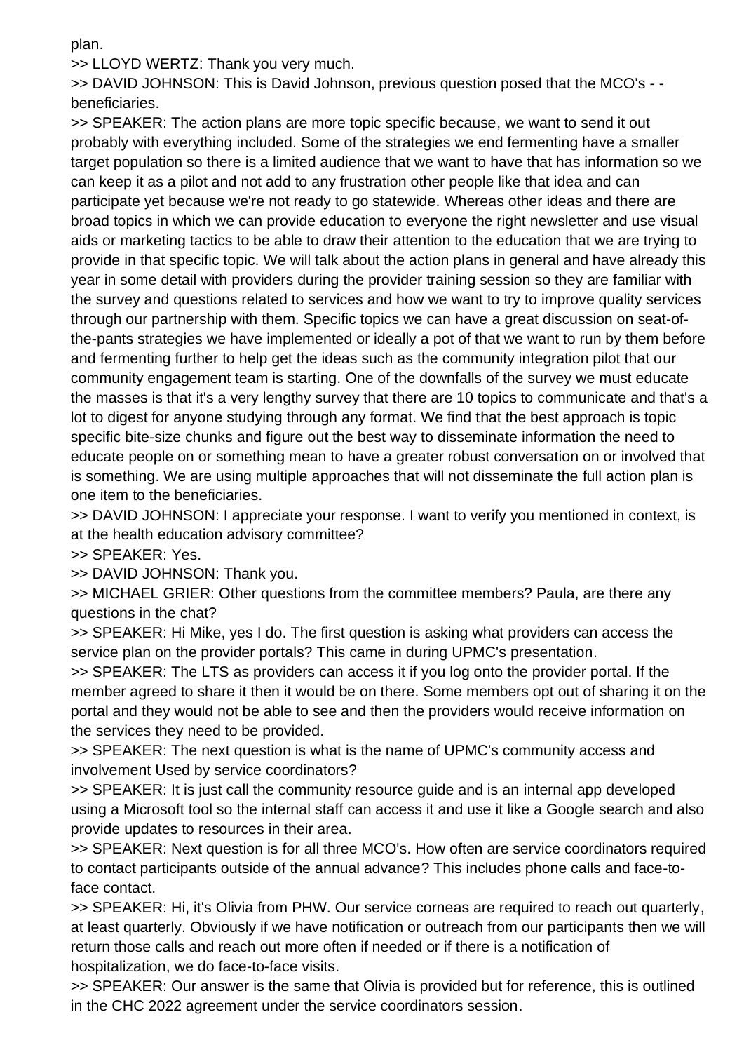plan.

>> LLOYD WERTZ: Thank you very much.

>> DAVID JOHNSON: This is David Johnson, previous question posed that the MCO's - - beneficiaries.

>> SPEAKER: The action plans are more topic specific because, we want to send it out probably with everything included. Some of the strategies we end fermenting have a smaller target population so there is a limited audience that we want to have that has information so we can keep it as a pilot and not add to any frustration other people like that idea and can participate yet because we're not ready to go statewide. Whereas other ideas and there are broad topics in which we can provide education to everyone the right newsletter and use visual aids or marketing tactics to be able to draw their attention to the education that we are trying to provide in that specific topic. We will talk about the action plans in general and have already this year in some detail with providers during the provider training session so they are familiar with the survey and questions related to services and how we want to try to improve quality services through our partnership with them. Specific topics we can have a great discussion on seat-of-the-pants strategies we have implemented or ideally a pot of that we want to run by them before and fermenting further to help get the ideas such as the community integration pilot that our community engagement team is starting. One of the downfalls of the survey we must educate the masses is that it's a very lengthy survey that there are 10 topics to communicate and that's a lot to digest for anyone studying through any format. We find that the best approach is topic specific bite-size chunks and figure out the best way to disseminate information the need to educate people on or something mean to have a greater robust conversation on or involved that is something. We are using multiple approaches that will not disseminate the full action plan is one item to the beneficiaries.

>> DAVID JOHNSON: I appreciate your response. I want to verify you mentioned in context, is at the health education advisory committee?

>> SPEAKER: Yes.

>> DAVID JOHNSON: Thank you.

>> MICHAEL GRIER: Other questions from the committee members? Paula, are there any questions in the chat?

>> SPEAKER: Hi Mike, yes I do. The first question is asking what providers can access the service plan on the provider portals? This came in during UPMC's presentation.

>> SPEAKER: The LTS as providers can access it if you log onto the provider portal. If the member agreed to share it then it would be on there. Some members opt out of sharing it on the portal and they would not be able to see and then the providers would receive information on the services they need to be provided.

>> SPEAKER: The next question is what is the name of UPMC's community access and involvement Used by service coordinators?

>> SPEAKER: It is just call the community resource guide and is an internal app developed using a Microsoft tool so the internal staff can access it and use it like a Google search and also provide updates to resources in their area.

>> SPEAKER: Next question is for all three MCO's. How often are service coordinators required to contact participants outside of the annual advance? This includes phone calls and face-to-face contact.

>> SPEAKER: Hi, it's Olivia from PHW. Our service corneas are required to reach out quarterly, at least quarterly. Obviously if we have notification or outreach from our participants then we will return those calls and reach out more often if needed or if there is a notification of hospitalization, we do face-to-face visits.

>> SPEAKER: Our answer is the same that Olivia is provided but for reference, this is outlined in the CHC 2022 agreement under the service coordinators session.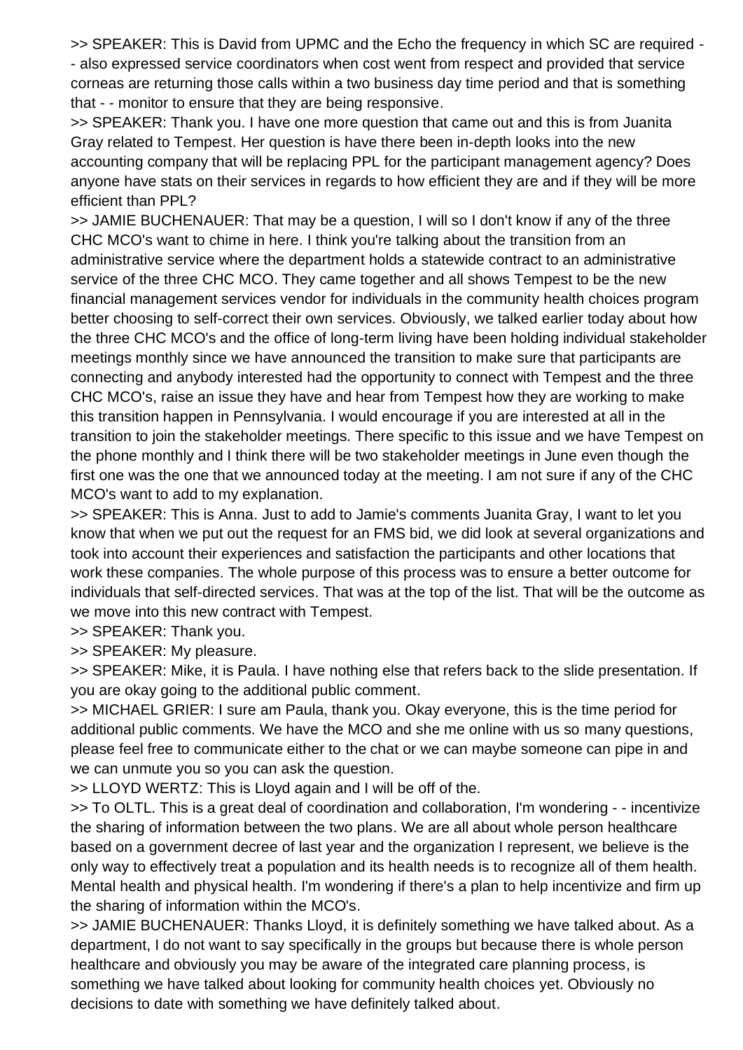>> SPEAKER: This is David from UPMC and the Echo the frequency in which SC are required - - also expressed service coordinators when cost went from respect and provided that service corneas are returning those calls within a two business day time period and that is something that - - monitor to ensure that they are being responsive.

>> SPEAKER: Thank you. I have one more question that came out and this is from Juanita Gray related to Tempest. Her question is have there been in-depth looks into the new accounting company that will be replacing PPL for the participant management agency? Does anyone have stats on their services in regards to how efficient they are and if they will be more efficient than PPL?

>> JAMIE BUCHENAUER: That may be a question, I will so I don't know if any of the three CHC MCO's want to chime in here. I think you're talking about the transition from an administrative service where the department holds a statewide contract to an administrative service of the three CHC MCO. They came together and all shows Tempest to be the new financial management services vendor for individuals in the community health choices program better choosing to self-correct their own services. Obviously, we talked earlier today about how the three CHC MCO's and the office of long-term living have been holding individual stakeholder meetings monthly since we have announced the transition to make sure that participants are connecting and anybody interested had the opportunity to connect with Tempest and the three CHC MCO's, raise an issue they have and hear from Tempest how they are working to make this transition happen in Pennsylvania. I would encourage if you are interested at all in the transition to join the stakeholder meetings. There specific to this issue and we have Tempest on the phone monthly and I think there will be two stakeholder meetings in June even though the first one was the one that we announced today at the meeting. I am not sure if any of the CHC MCO's want to add to my explanation.

>> SPEAKER: This is Anna. Just to add to Jamie's comments Juanita Gray, I want to let you know that when we put out the request for an FMS bid, we did look at several organizations and took into account their experiences and satisfaction the participants and other locations that work these companies. The whole purpose of this process was to ensure a better outcome for individuals that self-directed services. That was at the top of the list. That will be the outcome as we move into this new contract with Tempest.

>> SPEAKER: Thank you.

>> SPEAKER: My pleasure.

>> SPEAKER: Mike, it is Paula. I have nothing else that refers back to the slide presentation. If you are okay going to the additional public comment.

>> MICHAEL GRIER: I sure am Paula, thank you. Okay everyone, this is the time period for additional public comments. We have the MCO and she me online with us so many questions, please feel free to communicate either to the chat or we can maybe someone can pipe in and we can unmute you so you can ask the question.

>> LLOYD WERTZ: This is Lloyd again and I will be off of the.

>> To OLTL. This is a great deal of coordination and collaboration, I'm wondering - - incentivize the sharing of information between the two plans. We are all about whole person healthcare based on a government decree of last year and the organization I represent, we believe is the only way to effectively treat a population and its health needs is to recognize all of them health. Mental health and physical health. I'm wondering if there's a plan to help incentivize and firm up the sharing of information within the MCO's.

>> JAMIE BUCHENAUER: Thanks Lloyd, it is definitely something we have talked about. As a department, I do not want to say specifically in the groups but because there is whole person healthcare and obviously you may be aware of the integrated care planning process, is something we have talked about looking for community health choices yet. Obviously no decisions to date with something we have definitely talked about.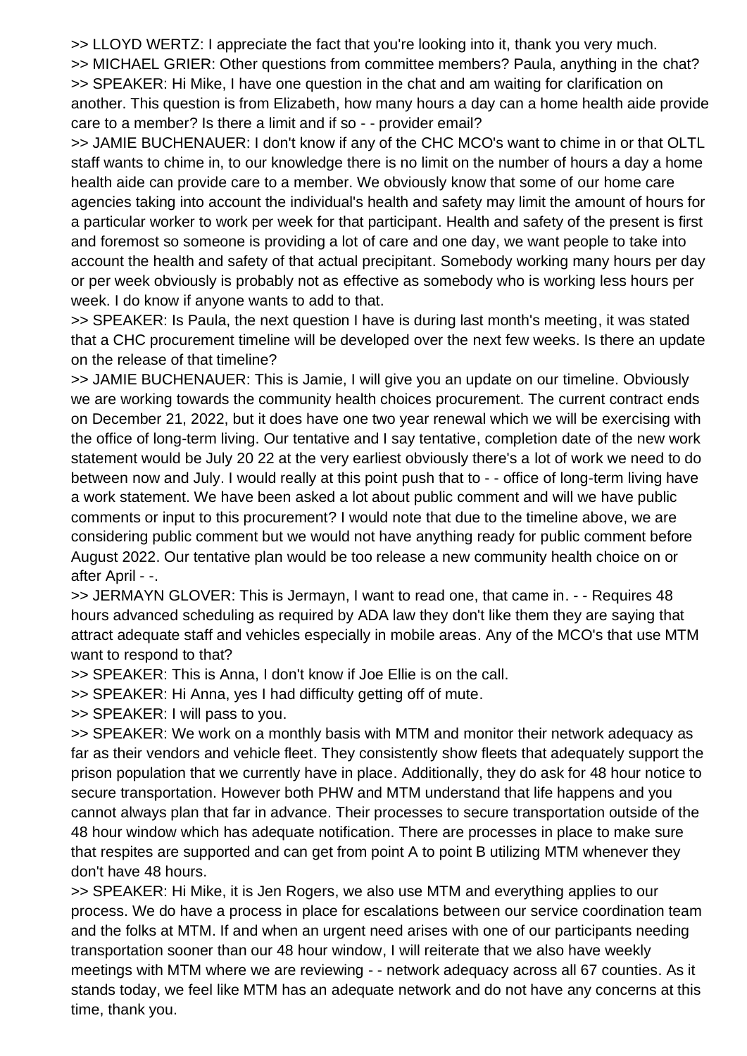>> LLOYD WERTZ: I appreciate the fact that you're looking into it, thank you very much.
>> MICHAEL GRIER: Other questions from committee members? Paula, anything in the chat?
>> SPEAKER: Hi Mike, I have one question in the chat and am waiting for clarification on another. This question is from Elizabeth, how many hours a day can a home health aide provide care to a member? Is there a limit and if so - - provider email?
>> JAMIE BUCHENAUER: I don't know if any of the CHC MCO's want to chime in or that OLTL staff wants to chime in, to our knowledge there is no limit on the number of hours a day a home health aide can provide care to a member. We obviously know that some of our home care agencies taking into account the individual's health and safety may limit the amount of hours for a particular worker to work per week for that participant. Health and safety of the present is first and foremost so someone is providing a lot of care and one day, we want people to take into account the health and safety of that actual precipitant. Somebody working many hours per day or per week obviously is probably not as effective as somebody who is working less hours per week. I do know if anyone wants to add to that.
>> SPEAKER: Is Paula, the next question I have is during last month's meeting, it was stated that a CHC procurement timeline will be developed over the next few weeks. Is there an update on the release of that timeline?
>> JAMIE BUCHENAUER: This is Jamie, I will give you an update on our timeline. Obviously we are working towards the community health choices procurement. The current contract ends on December 21, 2022, but it does have one two year renewal which we will be exercising with the office of long-term living. Our tentative and I say tentative, completion date of the new work statement would be July 20 22 at the very earliest obviously there's a lot of work we need to do between now and July. I would really at this point push that to - - office of long-term living have a work statement. We have been asked a lot about public comment and will we have public comments or input to this procurement? I would note that due to the timeline above, we are considering public comment but we would not have anything ready for public comment before August 2022. Our tentative plan would be too release a new community health choice on or after April - -.
>> JERMAYN GLOVER: This is Jermayn, I want to read one, that came in. - - Requires 48 hours advanced scheduling as required by ADA law they don't like them they are saying that attract adequate staff and vehicles especially in mobile areas. Any of the MCO's that use MTM want to respond to that?
>> SPEAKER: This is Anna, I don't know if Joe Ellie is on the call.
>> SPEAKER: Hi Anna, yes I had difficulty getting off of mute.
>> SPEAKER: I will pass to you.
>> SPEAKER: We work on a monthly basis with MTM and monitor their network adequacy as far as their vendors and vehicle fleet. They consistently show fleets that adequately support the prison population that we currently have in place. Additionally, they do ask for 48 hour notice to secure transportation. However both PHW and MTM understand that life happens and you cannot always plan that far in advance. Their processes to secure transportation outside of the 48 hour window which has adequate notification. There are processes in place to make sure that respites are supported and can get from point A to point B utilizing MTM whenever they don't have 48 hours.
>> SPEAKER: Hi Mike, it is Jen Rogers, we also use MTM and everything applies to our process. We do have a process in place for escalations between our service coordination team and the folks at MTM. If and when an urgent need arises with one of our participants needing transportation sooner than our 48 hour window, I will reiterate that we also have weekly meetings with MTM where we are reviewing - - network adequacy across all 67 counties. As it stands today, we feel like MTM has an adequate network and do not have any concerns at this time, thank you.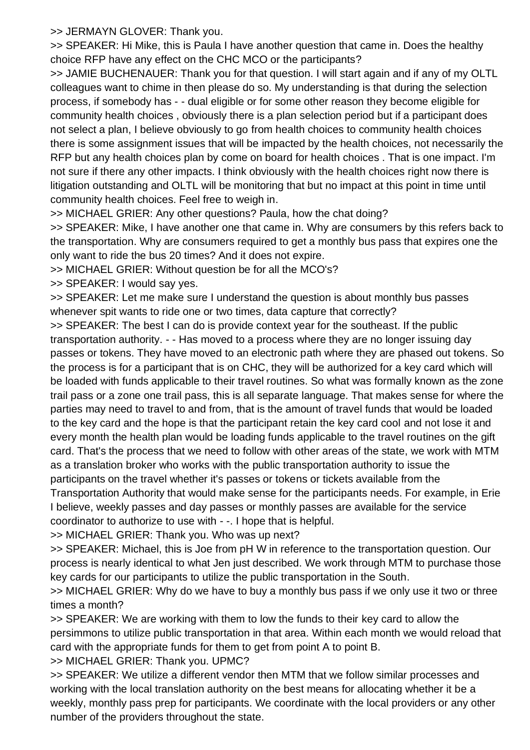>> JERMAYN GLOVER: Thank you.

>> SPEAKER: Hi Mike, this is Paula I have another question that came in. Does the healthy choice RFP have any effect on the CHC MCO or the participants?

>> JAMIE BUCHENAUER: Thank you for that question. I will start again and if any of my OLTL colleagues want to chime in then please do so. My understanding is that during the selection process, if somebody has - - dual eligible or for some other reason they become eligible for community health choices , obviously there is a plan selection period but if a participant does not select a plan, I believe obviously to go from health choices to community health choices there is some assignment issues that will be impacted by the health choices, not necessarily the RFP but any health choices plan by come on board for health choices . That is one impact. I'm not sure if there any other impacts. I think obviously with the health choices right now there is litigation outstanding and OLTL will be monitoring that but no impact at this point in time until community health choices. Feel free to weigh in.

>> MICHAEL GRIER: Any other questions? Paula, how the chat doing?

>> SPEAKER: Mike, I have another one that came in. Why are consumers by this refers back to the transportation. Why are consumers required to get a monthly bus pass that expires one the only want to ride the bus 20 times? And it does not expire.

>> MICHAEL GRIER: Without question be for all the MCO's?

>> SPEAKER: I would say yes.

>> SPEAKER: Let me make sure I understand the question is about monthly bus passes whenever spit wants to ride one or two times, data capture that correctly?

>> SPEAKER: The best I can do is provide context year for the southeast. If the public transportation authority. - - Has moved to a process where they are no longer issuing day passes or tokens. They have moved to an electronic path where they are phased out tokens. So the process is for a participant that is on CHC, they will be authorized for a key card which will be loaded with funds applicable to their travel routines. So what was formally known as the zone trail pass or a zone one trail pass, this is all separate language. That makes sense for where the parties may need to travel to and from, that is the amount of travel funds that would be loaded to the key card and the hope is that the participant retain the key card cool and not lose it and every month the health plan would be loading funds applicable to the travel routines on the gift card. That's the process that we need to follow with other areas of the state, we work with MTM as a translation broker who works with the public transportation authority to issue the participants on the travel whether it's passes or tokens or tickets available from the Transportation Authority that would make sense for the participants needs. For example, in Erie I believe, weekly passes and day passes or monthly passes are available for the service coordinator to authorize to use with - -. I hope that is helpful.

>> MICHAEL GRIER: Thank you. Who was up next?

>> SPEAKER: Michael, this is Joe from pH W in reference to the transportation question. Our process is nearly identical to what Jen just described. We work through MTM to purchase those key cards for our participants to utilize the public transportation in the South.

>> MICHAEL GRIER: Why do we have to buy a monthly bus pass if we only use it two or three times a month?

>> SPEAKER: We are working with them to low the funds to their key card to allow the persimmons to utilize public transportation in that area. Within each month we would reload that card with the appropriate funds for them to get from point A to point B.

>> MICHAEL GRIER: Thank you. UPMC?

>> SPEAKER: We utilize a different vendor then MTM that we follow similar processes and working with the local translation authority on the best means for allocating whether it be a weekly, monthly pass prep for participants. We coordinate with the local providers or any other number of the providers throughout the state.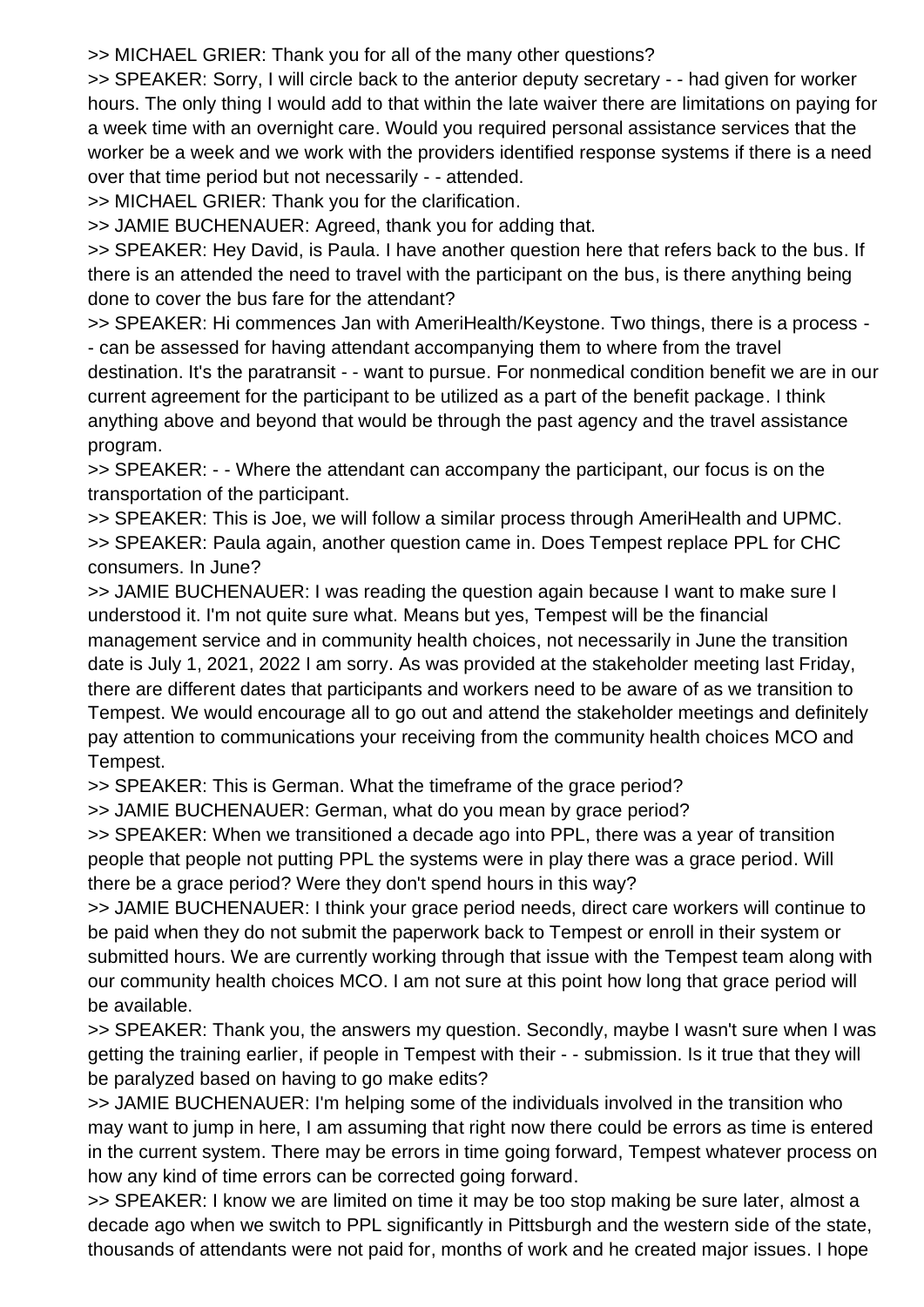>> MICHAEL GRIER: Thank you for all of the many other questions?

>> SPEAKER: Sorry, I will circle back to the anterior deputy secretary - - had given for worker hours. The only thing I would add to that within the late waiver there are limitations on paying for a week time with an overnight care. Would you required personal assistance services that the worker be a week and we work with the providers identified response systems if there is a need over that time period but not necessarily - - attended.

>> MICHAEL GRIER: Thank you for the clarification.

>> JAMIE BUCHENAUER: Agreed, thank you for adding that.

>> SPEAKER: Hey David, is Paula. I have another question here that refers back to the bus. If there is an attended the need to travel with the participant on the bus, is there anything being done to cover the bus fare for the attendant?

>> SPEAKER: Hi commences Jan with AmeriHealth/Keystone. Two things, there is a process - - can be assessed for having attendant accompanying them to where from the travel destination. It's the paratransit - - want to pursue. For nonmedical condition benefit we are in our current agreement for the participant to be utilized as a part of the benefit package. I think anything above and beyond that would be through the past agency and the travel assistance program.

>> SPEAKER: - - Where the attendant can accompany the participant, our focus is on the transportation of the participant.

>> SPEAKER: This is Joe, we will follow a similar process through AmeriHealth and UPMC.

>> SPEAKER: Paula again, another question came in. Does Tempest replace PPL for CHC consumers. In June?

>> JAMIE BUCHENAUER: I was reading the question again because I want to make sure I understood it. I'm not quite sure what. Means but yes, Tempest will be the financial management service and in community health choices, not necessarily in June the transition date is July 1, 2021, 2022 I am sorry. As was provided at the stakeholder meeting last Friday, there are different dates that participants and workers need to be aware of as we transition to Tempest. We would encourage all to go out and attend the stakeholder meetings and definitely pay attention to communications your receiving from the community health choices MCO and Tempest.

>> SPEAKER: This is German. What the timeframe of the grace period?

>> JAMIE BUCHENAUER: German, what do you mean by grace period?

>> SPEAKER: When we transitioned a decade ago into PPL, there was a year of transition people that people not putting PPL the systems were in play there was a grace period. Will there be a grace period? Were they don't spend hours in this way?

>> JAMIE BUCHENAUER: I think your grace period needs, direct care workers will continue to be paid when they do not submit the paperwork back to Tempest or enroll in their system or submitted hours. We are currently working through that issue with the Tempest team along with our community health choices MCO. I am not sure at this point how long that grace period will be available.

>> SPEAKER: Thank you, the answers my question. Secondly, maybe I wasn't sure when I was getting the training earlier, if people in Tempest with their - - submission. Is it true that they will be paralyzed based on having to go make edits?

>> JAMIE BUCHENAUER: I'm helping some of the individuals involved in the transition who may want to jump in here, I am assuming that right now there could be errors as time is entered in the current system. There may be errors in time going forward, Tempest whatever process on how any kind of time errors can be corrected going forward.

>> SPEAKER: I know we are limited on time it may be too stop making be sure later, almost a decade ago when we switch to PPL significantly in Pittsburgh and the western side of the state, thousands of attendants were not paid for, months of work and he created major issues. I hope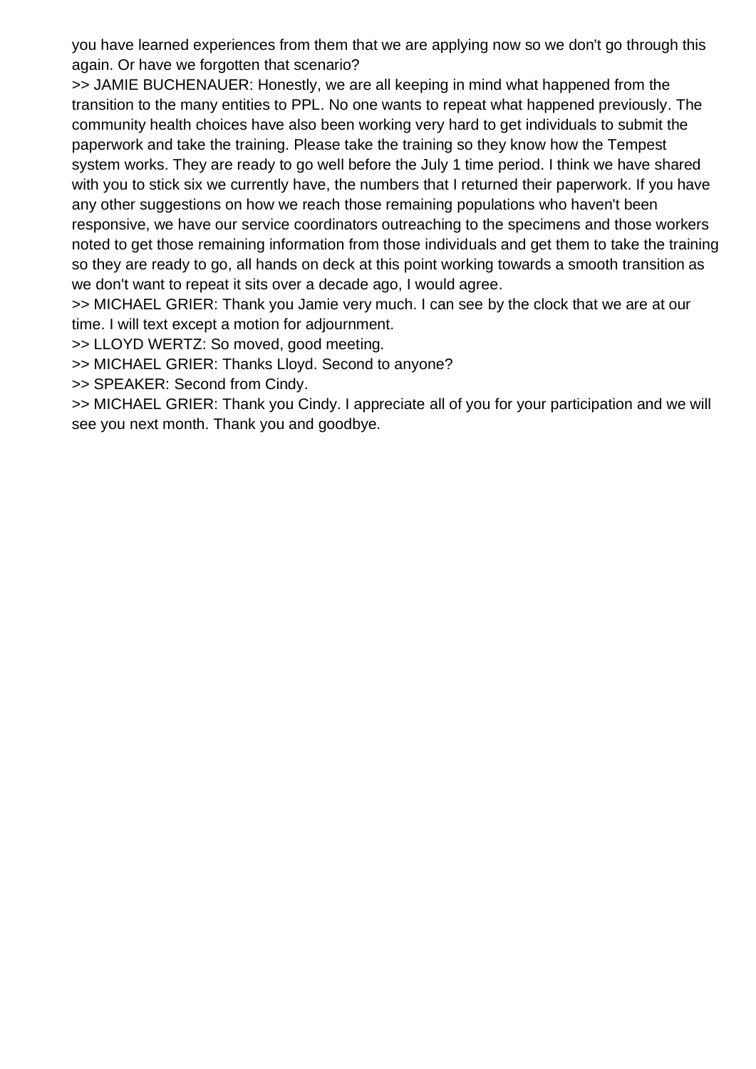you have learned experiences from them that we are applying now so we don't go through this again. Or have we forgotten that scenario?

>> JAMIE BUCHENAUER: Honestly, we are all keeping in mind what happened from the transition to the many entities to PPL. No one wants to repeat what happened previously. The community health choices have also been working very hard to get individuals to submit the paperwork and take the training. Please take the training so they know how the Tempest system works. They are ready to go well before the July 1 time period. I think we have shared with you to stick six we currently have, the numbers that I returned their paperwork. If you have any other suggestions on how we reach those remaining populations who haven't been responsive, we have our service coordinators outreaching to the specimens and those workers noted to get those remaining information from those individuals and get them to take the training so they are ready to go, all hands on deck at this point working towards a smooth transition as we don't want to repeat it sits over a decade ago, I would agree.

>> MICHAEL GRIER: Thank you Jamie very much. I can see by the clock that we are at our time. I will text except a motion for adjournment.

>> LLOYD WERTZ: So moved, good meeting.

>> MICHAEL GRIER: Thanks Lloyd. Second to anyone?

>> SPEAKER: Second from Cindy.

>> MICHAEL GRIER: Thank you Cindy. I appreciate all of you for your participation and we will see you next month. Thank you and goodbye.